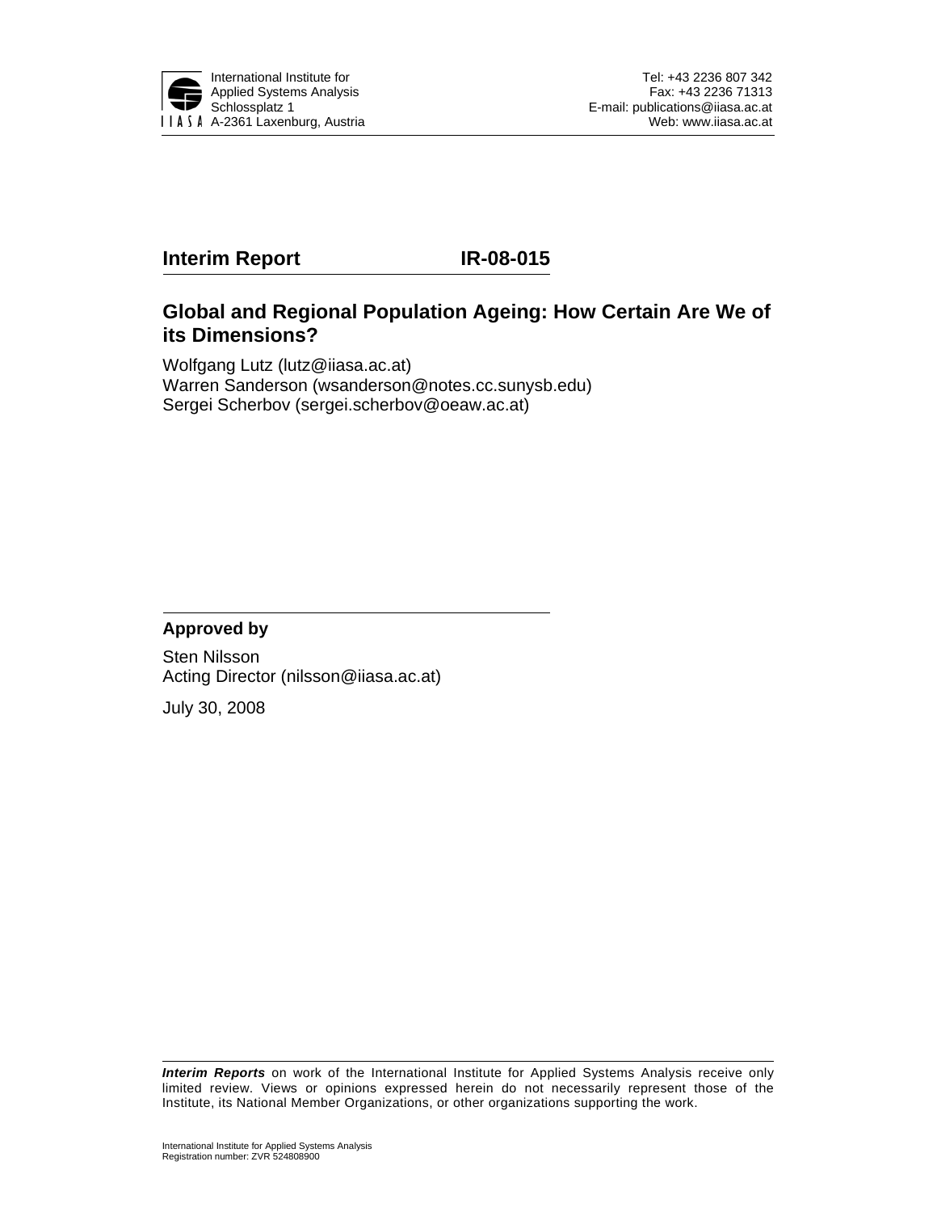International Institute for Applied Systems Analysis
Schlossplatz 1
A-2361 Laxenburg, Austria

Tel: +43 2236 807 342
Fax: +43 2236 71313
E-mail: publications@iiasa.ac.at
Web: www.iiasa.ac.at

**Interim Report** **IR-08-015**

# Global and Regional Population Ageing: How Certain Are We of its Dimensions?

Wolfgang Lutz (lutz@iiasa.ac.at)
Warren Sanderson (wsanderson@notes.cc.sunysb.edu)
Sergei Scherbov (sergei.scherbov@oeaw.ac.at)

**Approved by**

Sten Nilsson
Acting Director (nilsson@iiasa.ac.at)

July 30, 2008

***Interim Reports*** on work of the International Institute for Applied Systems Analysis receive only limited review. Views or opinions expressed herein do not necessarily represent those of the Institute, its National Member Organizations, or other organizations supporting the work.

International Institute for Applied Systems Analysis
Registration number: ZVR 524808900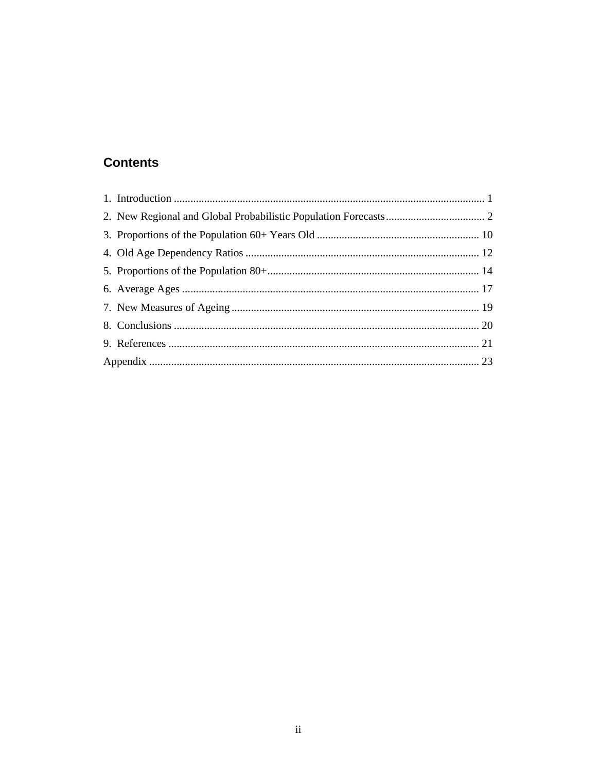## Contents

1. Introduction ................................................................................................................ 1
2. New Regional and Global Probabilistic Population Forecasts.................................... 2
3. Proportions of the Population 60+ Years Old ........................................................... 10
4. Old Age Dependency Ratios .................................................................................... 12
5. Proportions of the Population 80+............................................................................ 14
6. Average Ages ........................................................................................................... 17
7. New Measures of Ageing ......................................................................................... 19
8. Conclusions .............................................................................................................. 20
9. References ................................................................................................................ 21

Appendix ...................................................................................................................... 23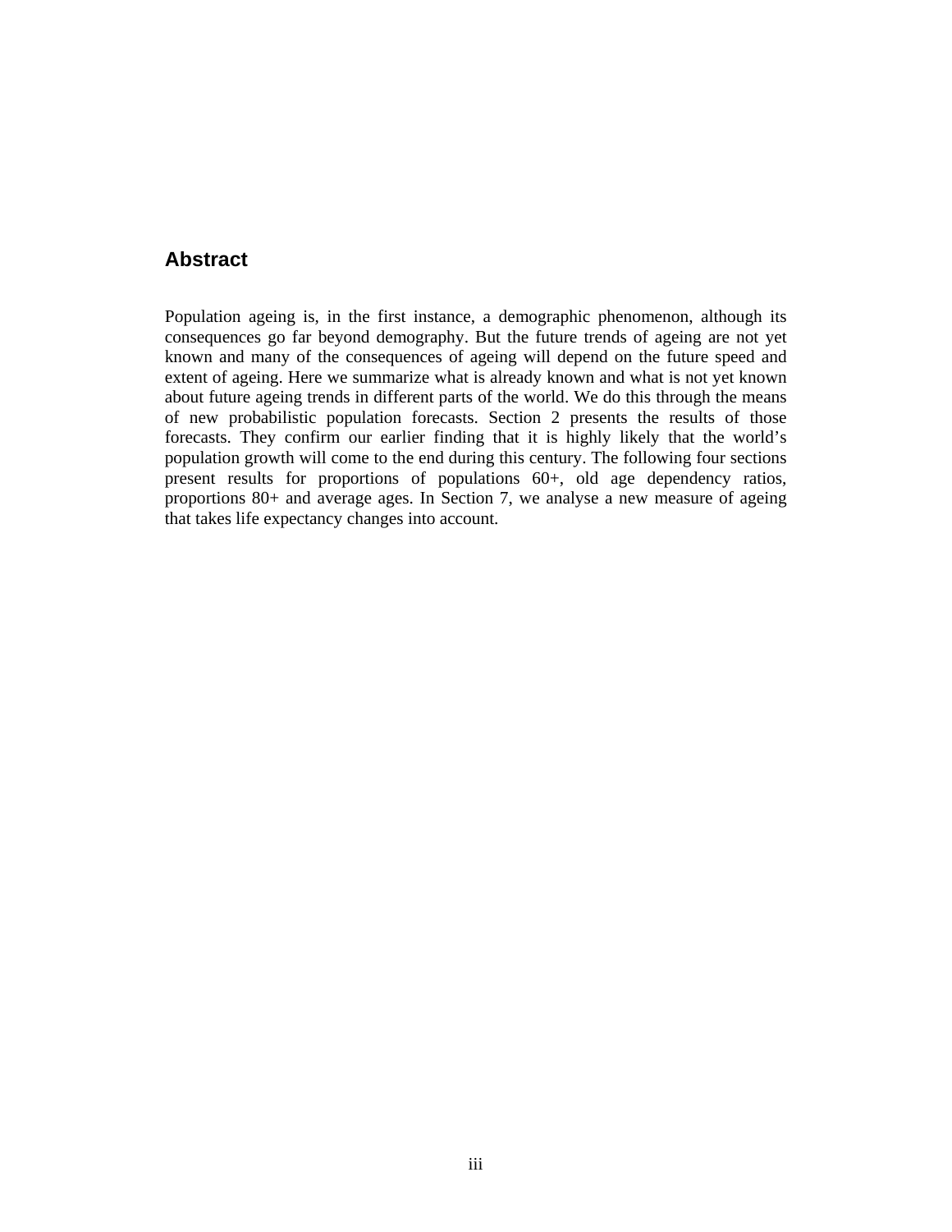## Abstract

Population ageing is, in the first instance, a demographic phenomenon, although its consequences go far beyond demography. But the future trends of ageing are not yet known and many of the consequences of ageing will depend on the future speed and extent of ageing. Here we summarize what is already known and what is not yet known about future ageing trends in different parts of the world. We do this through the means of new probabilistic population forecasts. Section 2 presents the results of those forecasts. They confirm our earlier finding that it is highly likely that the world's population growth will come to the end during this century. The following four sections present results for proportions of populations 60+, old age dependency ratios, proportions 80+ and average ages. In Section 7, we analyse a new measure of ageing that takes life expectancy changes into account.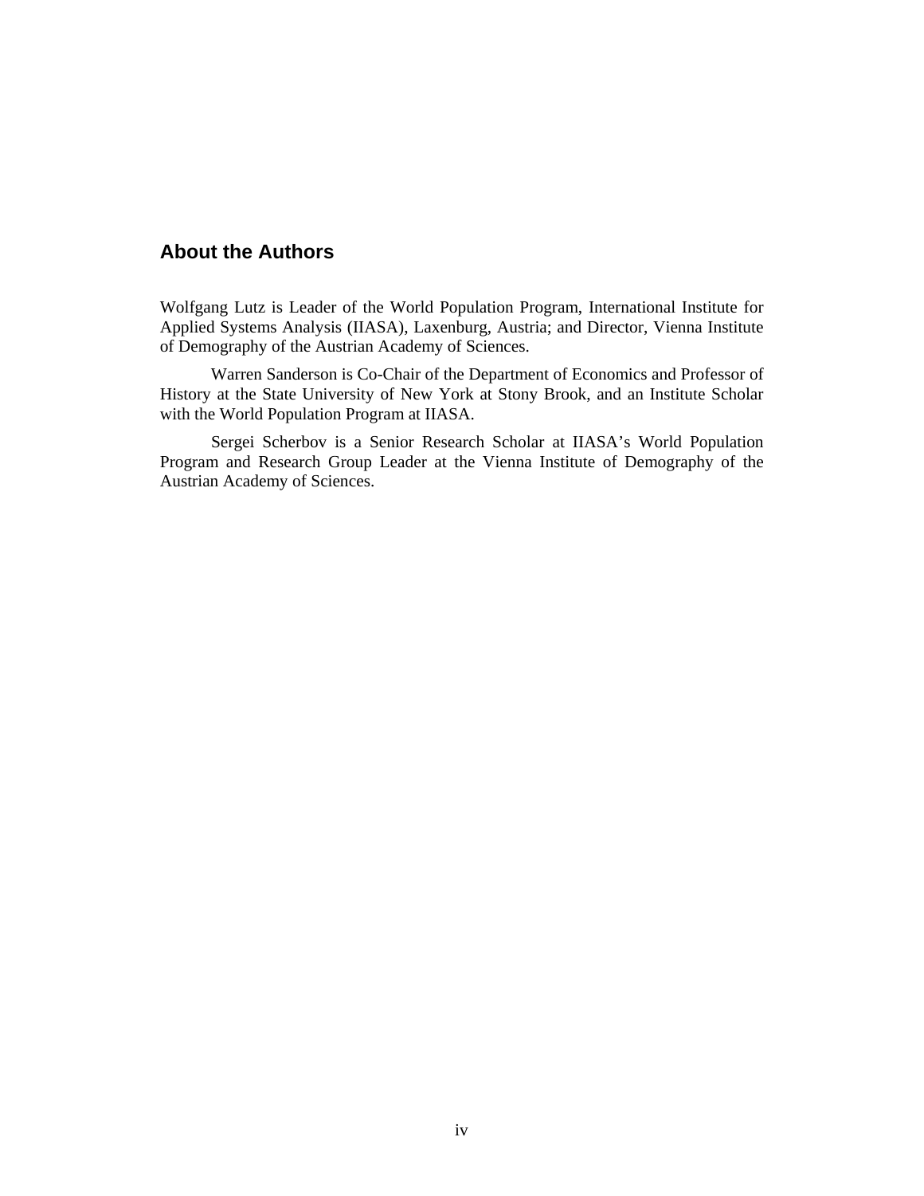## About the Authors

Wolfgang Lutz is Leader of the World Population Program, International Institute for Applied Systems Analysis (IIASA), Laxenburg, Austria; and Director, Vienna Institute of Demography of the Austrian Academy of Sciences.

Warren Sanderson is Co-Chair of the Department of Economics and Professor of History at the State University of New York at Stony Brook, and an Institute Scholar with the World Population Program at IIASA.

Sergei Scherbov is a Senior Research Scholar at IIASA's World Population Program and Research Group Leader at the Vienna Institute of Demography of the Austrian Academy of Sciences.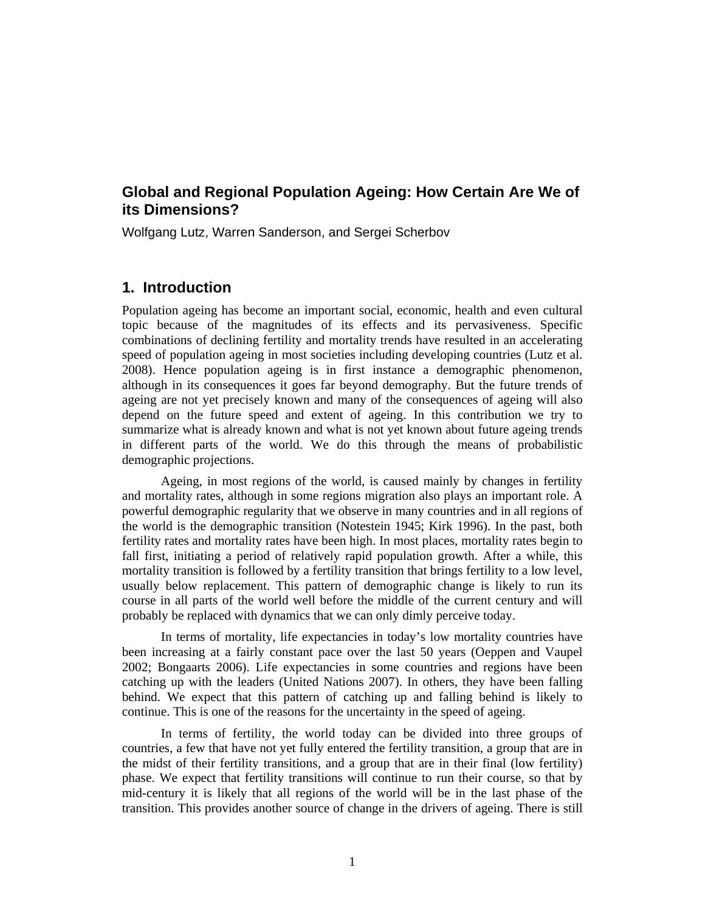## Global and Regional Population Ageing: How Certain Are We of its Dimensions?

Wolfgang Lutz, Warren Sanderson, and Sergei Scherbov

## 1. Introduction

Population ageing has become an important social, economic, health and even cultural topic because of the magnitudes of its effects and its pervasiveness. Specific combinations of declining fertility and mortality trends have resulted in an accelerating speed of population ageing in most societies including developing countries (Lutz et al. 2008). Hence population ageing is in first instance a demographic phenomenon, although in its consequences it goes far beyond demography. But the future trends of ageing are not yet precisely known and many of the consequences of ageing will also depend on the future speed and extent of ageing. In this contribution we try to summarize what is already known and what is not yet known about future ageing trends in different parts of the world. We do this through the means of probabilistic demographic projections.

Ageing, in most regions of the world, is caused mainly by changes in fertility and mortality rates, although in some regions migration also plays an important role. A powerful demographic regularity that we observe in many countries and in all regions of the world is the demographic transition (Notestein 1945; Kirk 1996). In the past, both fertility rates and mortality rates have been high. In most places, mortality rates begin to fall first, initiating a period of relatively rapid population growth. After a while, this mortality transition is followed by a fertility transition that brings fertility to a low level, usually below replacement. This pattern of demographic change is likely to run its course in all parts of the world well before the middle of the current century and will probably be replaced with dynamics that we can only dimly perceive today.

In terms of mortality, life expectancies in today's low mortality countries have been increasing at a fairly constant pace over the last 50 years (Oeppen and Vaupel 2002; Bongaarts 2006). Life expectancies in some countries and regions have been catching up with the leaders (United Nations 2007). In others, they have been falling behind. We expect that this pattern of catching up and falling behind is likely to continue. This is one of the reasons for the uncertainty in the speed of ageing.

In terms of fertility, the world today can be divided into three groups of countries, a few that have not yet fully entered the fertility transition, a group that are in the midst of their fertility transitions, and a group that are in their final (low fertility) phase. We expect that fertility transitions will continue to run their course, so that by mid-century it is likely that all regions of the world will be in the last phase of the transition. This provides another source of change in the drivers of ageing. There is still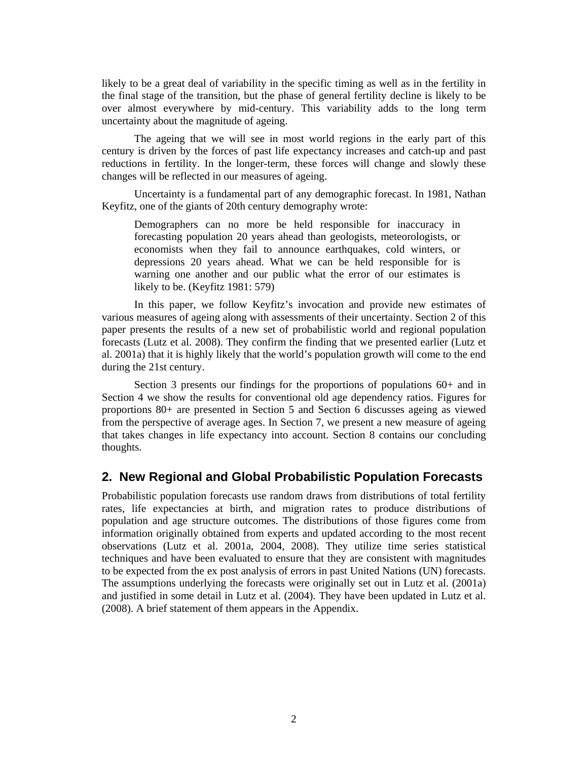likely to be a great deal of variability in the specific timing as well as in the fertility in the final stage of the transition, but the phase of general fertility decline is likely to be over almost everywhere by mid-century. This variability adds to the long term uncertainty about the magnitude of ageing.

The ageing that we will see in most world regions in the early part of this century is driven by the forces of past life expectancy increases and catch-up and past reductions in fertility. In the longer-term, these forces will change and slowly these changes will be reflected in our measures of ageing.

Uncertainty is a fundamental part of any demographic forecast. In 1981, Nathan Keyfitz, one of the giants of 20th century demography wrote:

> Demographers can no more be held responsible for inaccuracy in forecasting population 20 years ahead than geologists, meteorologists, or economists when they fail to announce earthquakes, cold winters, or depressions 20 years ahead. What we can be held responsible for is warning one another and our public what the error of our estimates is likely to be. (Keyfitz 1981: 579)

In this paper, we follow Keyfitz's invocation and provide new estimates of various measures of ageing along with assessments of their uncertainty. Section 2 of this paper presents the results of a new set of probabilistic world and regional population forecasts (Lutz et al. 2008). They confirm the finding that we presented earlier (Lutz et al. 2001a) that it is highly likely that the world's population growth will come to the end during the 21st century.

Section 3 presents our findings for the proportions of populations 60+ and in Section 4 we show the results for conventional old age dependency ratios. Figures for proportions 80+ are presented in Section 5 and Section 6 discusses ageing as viewed from the perspective of average ages. In Section 7, we present a new measure of ageing that takes changes in life expectancy into account. Section 8 contains our concluding thoughts.

## 2. New Regional and Global Probabilistic Population Forecasts

Probabilistic population forecasts use random draws from distributions of total fertility rates, life expectancies at birth, and migration rates to produce distributions of population and age structure outcomes. The distributions of those figures come from information originally obtained from experts and updated according to the most recent observations (Lutz et al. 2001a, 2004, 2008). They utilize time series statistical techniques and have been evaluated to ensure that they are consistent with magnitudes to be expected from the ex post analysis of errors in past United Nations (UN) forecasts. The assumptions underlying the forecasts were originally set out in Lutz et al. (2001a) and justified in some detail in Lutz et al. (2004). They have been updated in Lutz et al. (2008). A brief statement of them appears in the Appendix.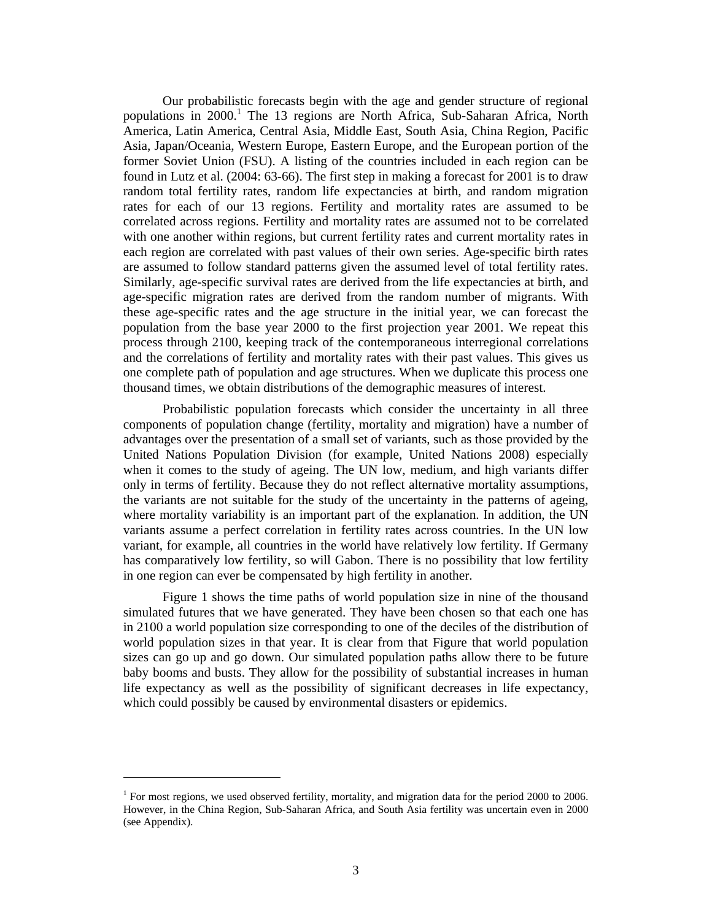Our probabilistic forecasts begin with the age and gender structure of regional populations in 2000.[1] The 13 regions are North Africa, Sub-Saharan Africa, North America, Latin America, Central Asia, Middle East, South Asia, China Region, Pacific Asia, Japan/Oceania, Western Europe, Eastern Europe, and the European portion of the former Soviet Union (FSU). A listing of the countries included in each region can be found in Lutz et al. (2004: 63-66). The first step in making a forecast for 2001 is to draw random total fertility rates, random life expectancies at birth, and random migration rates for each of our 13 regions. Fertility and mortality rates are assumed to be correlated across regions. Fertility and mortality rates are assumed not to be correlated with one another within regions, but current fertility rates and current mortality rates in each region are correlated with past values of their own series. Age-specific birth rates are assumed to follow standard patterns given the assumed level of total fertility rates. Similarly, age-specific survival rates are derived from the life expectancies at birth, and age-specific migration rates are derived from the random number of migrants. With these age-specific rates and the age structure in the initial year, we can forecast the population from the base year 2000 to the first projection year 2001. We repeat this process through 2100, keeping track of the contemporaneous interregional correlations and the correlations of fertility and mortality rates with their past values. This gives us one complete path of population and age structures. When we duplicate this process one thousand times, we obtain distributions of the demographic measures of interest.

Probabilistic population forecasts which consider the uncertainty in all three components of population change (fertility, mortality and migration) have a number of advantages over the presentation of a small set of variants, such as those provided by the United Nations Population Division (for example, United Nations 2008) especially when it comes to the study of ageing. The UN low, medium, and high variants differ only in terms of fertility. Because they do not reflect alternative mortality assumptions, the variants are not suitable for the study of the uncertainty in the patterns of ageing, where mortality variability is an important part of the explanation. In addition, the UN variants assume a perfect correlation in fertility rates across countries. In the UN low variant, for example, all countries in the world have relatively low fertility. If Germany has comparatively low fertility, so will Gabon. There is no possibility that low fertility in one region can ever be compensated by high fertility in another.

Figure 1 shows the time paths of world population size in nine of the thousand simulated futures that we have generated. They have been chosen so that each one has in 2100 a world population size corresponding to one of the deciles of the distribution of world population sizes in that year. It is clear from that Figure that world population sizes can go up and go down. Our simulated population paths allow there to be future baby booms and busts. They allow for the possibility of substantial increases in human life expectancy as well as the possibility of significant decreases in life expectancy, which could possibly be caused by environmental disasters or epidemics.

[1] For most regions, we used observed fertility, mortality, and migration data for the period 2000 to 2006. However, in the China Region, Sub-Saharan Africa, and South Asia fertility was uncertain even in 2000 (see Appendix).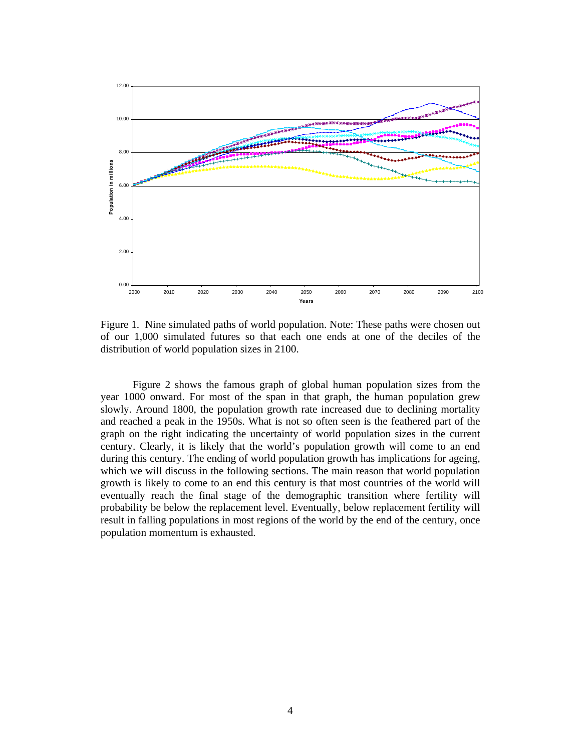Figure 1. Nine simulated paths of world population. Note: These paths were chosen out of our 1,000 simulated futures so that each one ends at one of the deciles of the distribution of world population sizes in 2100.

Figure 2 shows the famous graph of global human population sizes from the year 1000 onward. For most of the span in that graph, the human population grew slowly. Around 1800, the population growth rate increased due to declining mortality and reached a peak in the 1950s. What is not so often seen is the feathered part of the graph on the right indicating the uncertainty of world population sizes in the current century. Clearly, it is likely that the world's population growth will come to an end during this century. The ending of world population growth has implications for ageing, which we will discuss in the following sections. The main reason that world population growth is likely to come to an end this century is that most countries of the world will eventually reach the final stage of the demographic transition where fertility will probability be below the replacement level. Eventually, below replacement fertility will result in falling populations in most regions of the world by the end of the century, once population momentum is exhausted.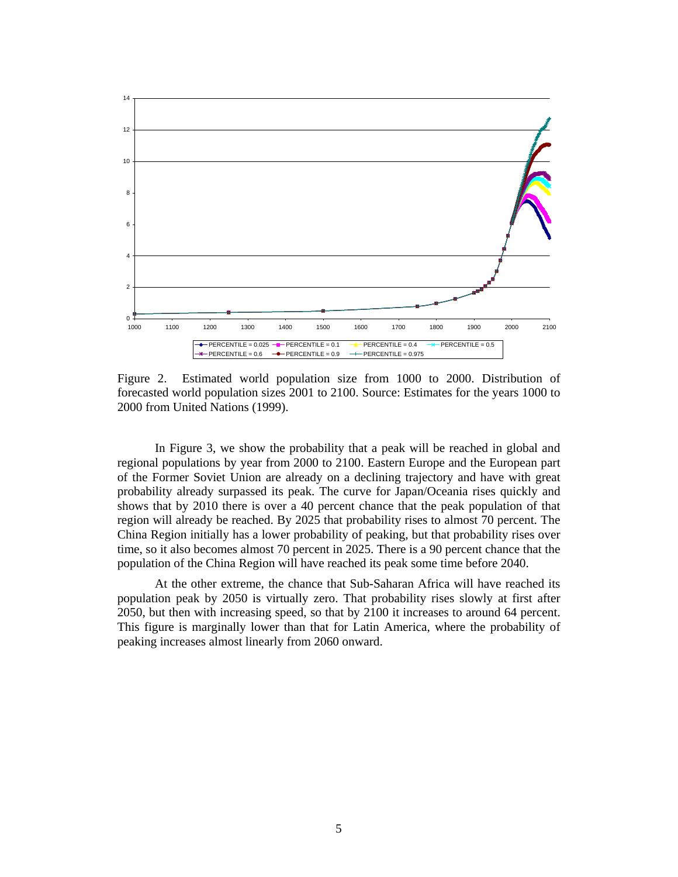Figure 2. Estimated world population size from 1000 to 2000. Distribution of forecasted world population sizes 2001 to 2100. Source: Estimates for the years 1000 to 2000 from United Nations (1999).

In Figure 3, we show the probability that a peak will be reached in global and regional populations by year from 2000 to 2100. Eastern Europe and the European part of the Former Soviet Union are already on a declining trajectory and have with great probability already surpassed its peak. The curve for Japan/Oceania rises quickly and shows that by 2010 there is over a 40 percent chance that the peak population of that region will already be reached. By 2025 that probability rises to almost 70 percent. The China Region initially has a lower probability of peaking, but that probability rises over time, so it also becomes almost 70 percent in 2025. There is a 90 percent chance that the population of the China Region will have reached its peak some time before 2040.

At the other extreme, the chance that Sub-Saharan Africa will have reached its population peak by 2050 is virtually zero. That probability rises slowly at first after 2050, but then with increasing speed, so that by 2100 it increases to around 64 percent. This figure is marginally lower than that for Latin America, where the probability of peaking increases almost linearly from 2060 onward.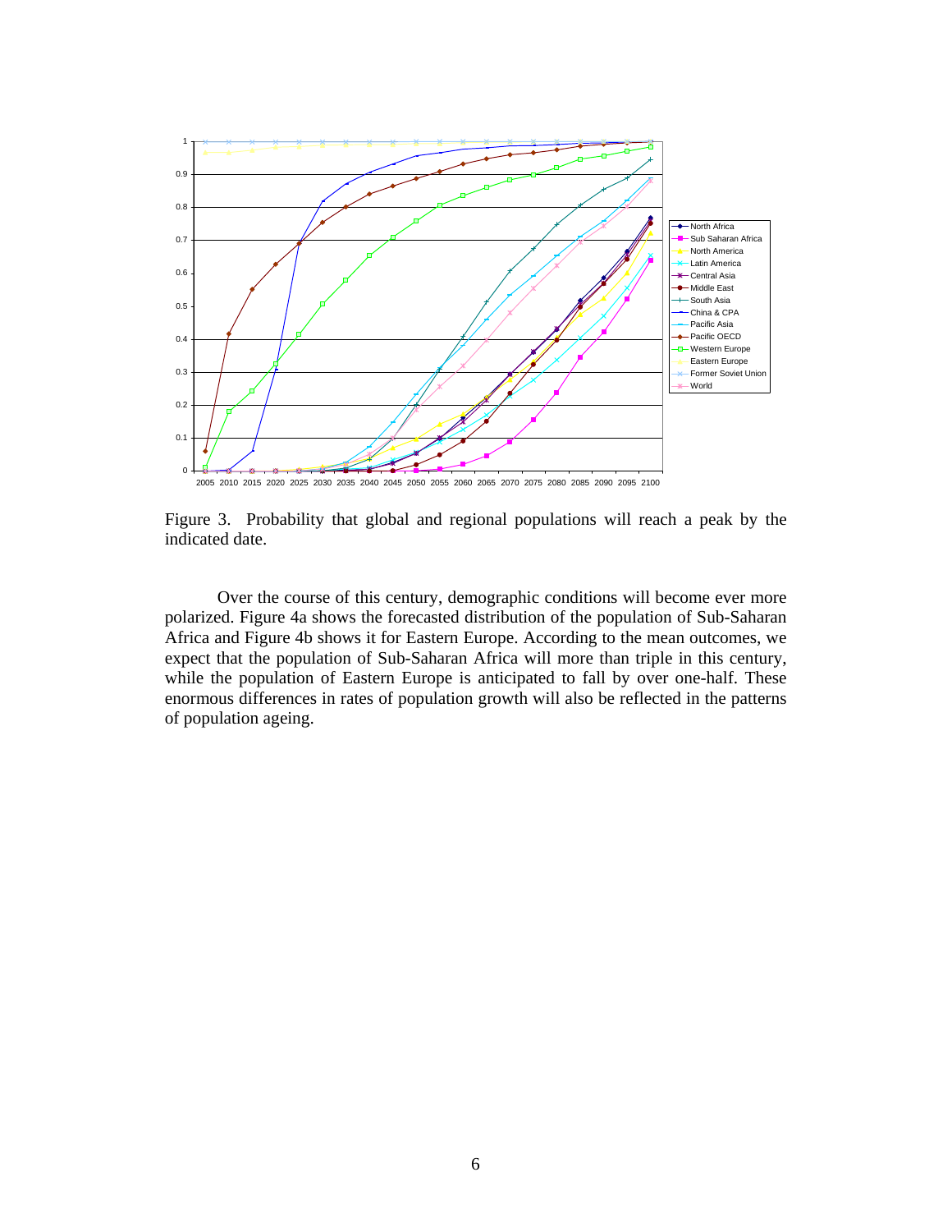Figure 3. Probability that global and regional populations will reach a peak by the indicated date.

Over the course of this century, demographic conditions will become ever more polarized. Figure 4a shows the forecasted distribution of the population of Sub-Saharan Africa and Figure 4b shows it for Eastern Europe. According to the mean outcomes, we expect that the population of Sub-Saharan Africa will more than triple in this century, while the population of Eastern Europe is anticipated to fall by over one-half. These enormous differences in rates of population growth will also be reflected in the patterns of population ageing.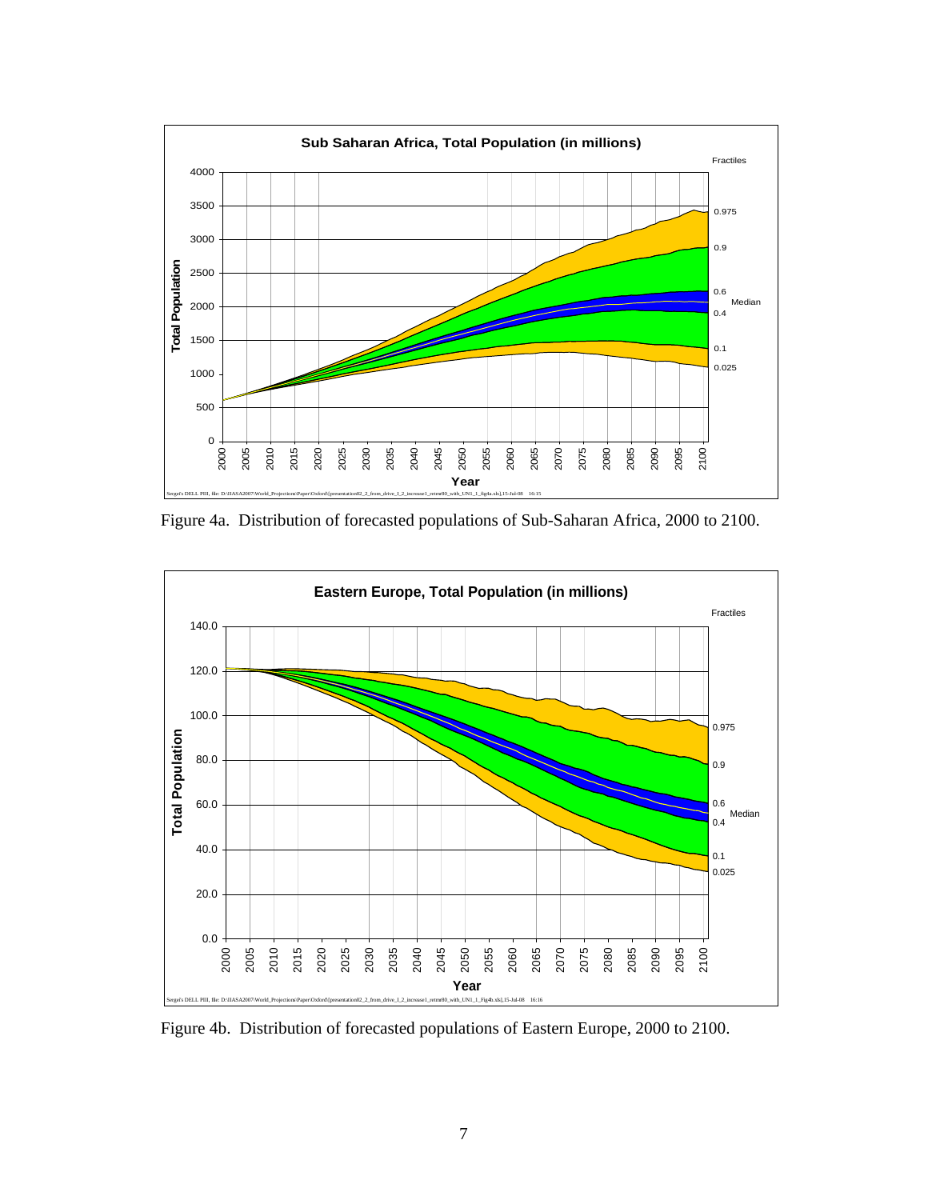Figure 4a. Distribution of forecasted populations of Sub-Saharan Africa, 2000 to 2100.

Figure 4b. Distribution of forecasted populations of Eastern Europe, 2000 to 2100.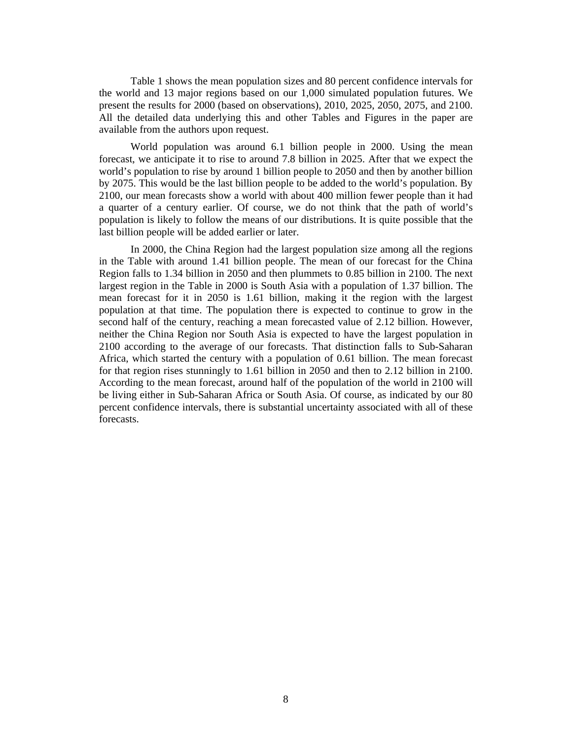Table 1 shows the mean population sizes and 80 percent confidence intervals for the world and 13 major regions based on our 1,000 simulated population futures. We present the results for 2000 (based on observations), 2010, 2025, 2050, 2075, and 2100. All the detailed data underlying this and other Tables and Figures in the paper are available from the authors upon request.

World population was around 6.1 billion people in 2000. Using the mean forecast, we anticipate it to rise to around 7.8 billion in 2025. After that we expect the world's population to rise by around 1 billion people to 2050 and then by another billion by 2075. This would be the last billion people to be added to the world's population. By 2100, our mean forecasts show a world with about 400 million fewer people than it had a quarter of a century earlier. Of course, we do not think that the path of world's population is likely to follow the means of our distributions. It is quite possible that the last billion people will be added earlier or later.

In 2000, the China Region had the largest population size among all the regions in the Table with around 1.41 billion people. The mean of our forecast for the China Region falls to 1.34 billion in 2050 and then plummets to 0.85 billion in 2100. The next largest region in the Table in 2000 is South Asia with a population of 1.37 billion. The mean forecast for it in 2050 is 1.61 billion, making it the region with the largest population at that time. The population there is expected to continue to grow in the second half of the century, reaching a mean forecasted value of 2.12 billion. However, neither the China Region nor South Asia is expected to have the largest population in 2100 according to the average of our forecasts. That distinction falls to Sub-Saharan Africa, which started the century with a population of 0.61 billion. The mean forecast for that region rises stunningly to 1.61 billion in 2050 and then to 2.12 billion in 2100. According to the mean forecast, around half of the population of the world in 2100 will be living either in Sub-Saharan Africa or South Asia. Of course, as indicated by our 80 percent confidence intervals, there is substantial uncertainty associated with all of these forecasts.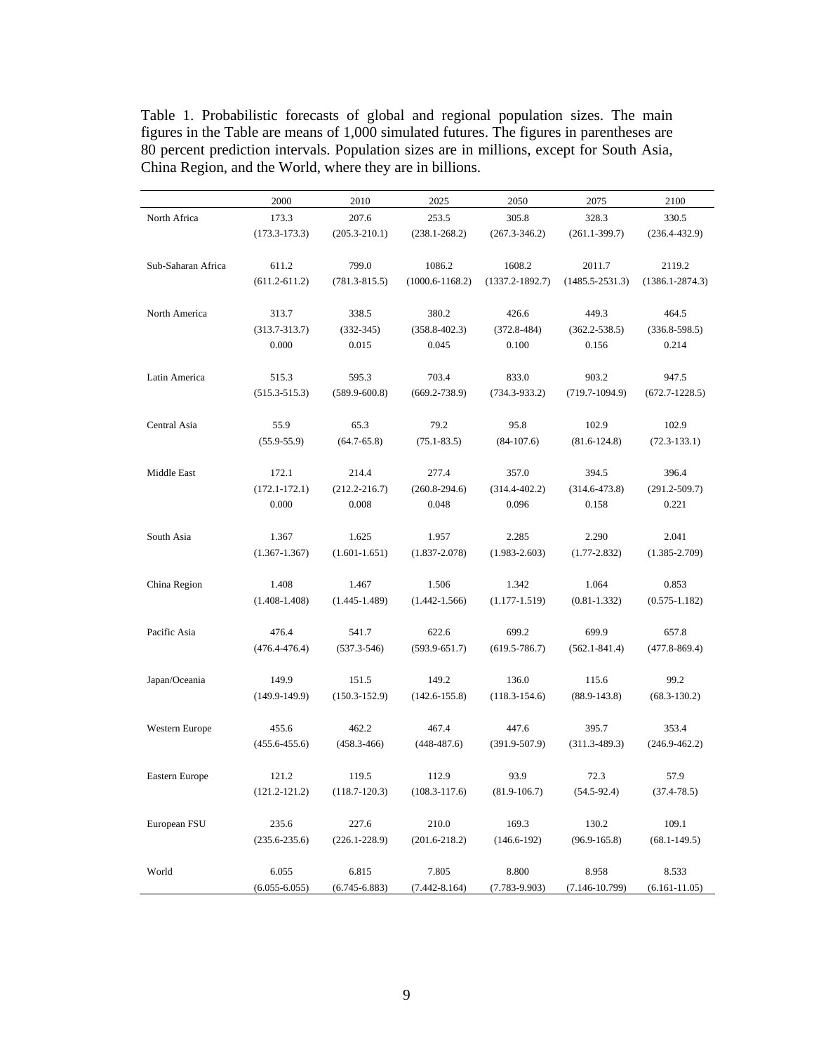Table 1. Probabilistic forecasts of global and regional population sizes. The main figures in the Table are means of 1,000 simulated futures. The figures in parentheses are 80 percent prediction intervals. Population sizes are in millions, except for South Asia, China Region, and the World, where they are in billions.

| | 2000 | 2010 | 2025 | 2050 | 2075 | 2100 |
|---|---|---|---|---|---|---|
| North Africa | 173.3 | 207.6 | 253.5 | 305.8 | 328.3 | 330.5 |
| | (173.3-173.3) | (205.3-210.1) | (238.1-268.2) | (267.3-346.2) | (261.1-399.7) | (236.4-432.9) |
| Sub-Saharan Africa | 611.2 | 799.0 | 1086.2 | 1608.2 | 2011.7 | 2119.2 |
| | (611.2-611.2) | (781.3-815.5) | (1000.6-1168.2) | (1337.2-1892.7) | (1485.5-2531.3) | (1386.1-2874.3) |
| North America | 313.7 | 338.5 | 380.2 | 426.6 | 449.3 | 464.5 |
| | (313.7-313.7) | (332-345) | (358.8-402.3) | (372.8-484) | (362.2-538.5) | (336.8-598.5) |
| | 0.000 | 0.015 | 0.045 | 0.100 | 0.156 | 0.214 |
| Latin America | 515.3 | 595.3 | 703.4 | 833.0 | 903.2 | 947.5 |
| | (515.3-515.3) | (589.9-600.8) | (669.2-738.9) | (734.3-933.2) | (719.7-1094.9) | (672.7-1228.5) |
| Central Asia | 55.9 | 65.3 | 79.2 | 95.8 | 102.9 | 102.9 |
| | (55.9-55.9) | (64.7-65.8) | (75.1-83.5) | (84-107.6) | (81.6-124.8) | (72.3-133.1) |
| Middle East | 172.1 | 214.4 | 277.4 | 357.0 | 394.5 | 396.4 |
| | (172.1-172.1) | (212.2-216.7) | (260.8-294.6) | (314.4-402.2) | (314.6-473.8) | (291.2-509.7) |
| | 0.000 | 0.008 | 0.048 | 0.096 | 0.158 | 0.221 |
| South Asia | 1.367 | 1.625 | 1.957 | 2.285 | 2.290 | 2.041 |
| | (1.367-1.367) | (1.601-1.651) | (1.837-2.078) | (1.983-2.603) | (1.77-2.832) | (1.385-2.709) |
| China Region | 1.408 | 1.467 | 1.506 | 1.342 | 1.064 | 0.853 |
| | (1.408-1.408) | (1.445-1.489) | (1.442-1.566) | (1.177-1.519) | (0.81-1.332) | (0.575-1.182) |
| Pacific Asia | 476.4 | 541.7 | 622.6 | 699.2 | 699.9 | 657.8 |
| | (476.4-476.4) | (537.3-546) | (593.9-651.7) | (619.5-786.7) | (562.1-841.4) | (477.8-869.4) |
| Japan/Oceania | 149.9 | 151.5 | 149.2 | 136.0 | 115.6 | 99.2 |
| | (149.9-149.9) | (150.3-152.9) | (142.6-155.8) | (118.3-154.6) | (88.9-143.8) | (68.3-130.2) |
| Western Europe | 455.6 | 462.2 | 467.4 | 447.6 | 395.7 | 353.4 |
| | (455.6-455.6) | (458.3-466) | (448-487.6) | (391.9-507.9) | (311.3-489.3) | (246.9-462.2) |
| Eastern Europe | 121.2 | 119.5 | 112.9 | 93.9 | 72.3 | 57.9 |
| | (121.2-121.2) | (118.7-120.3) | (108.3-117.6) | (81.9-106.7) | (54.5-92.4) | (37.4-78.5) |
| European FSU | 235.6 | 227.6 | 210.0 | 169.3 | 130.2 | 109.1 |
| | (235.6-235.6) | (226.1-228.9) | (201.6-218.2) | (146.6-192) | (96.9-165.8) | (68.1-149.5) |
| World | 6.055 | 6.815 | 7.805 | 8.800 | 8.958 | 8.533 |
| | (6.055-6.055) | (6.745-6.883) | (7.442-8.164) | (7.783-9.903) | (7.146-10.799) | (6.161-11.05) |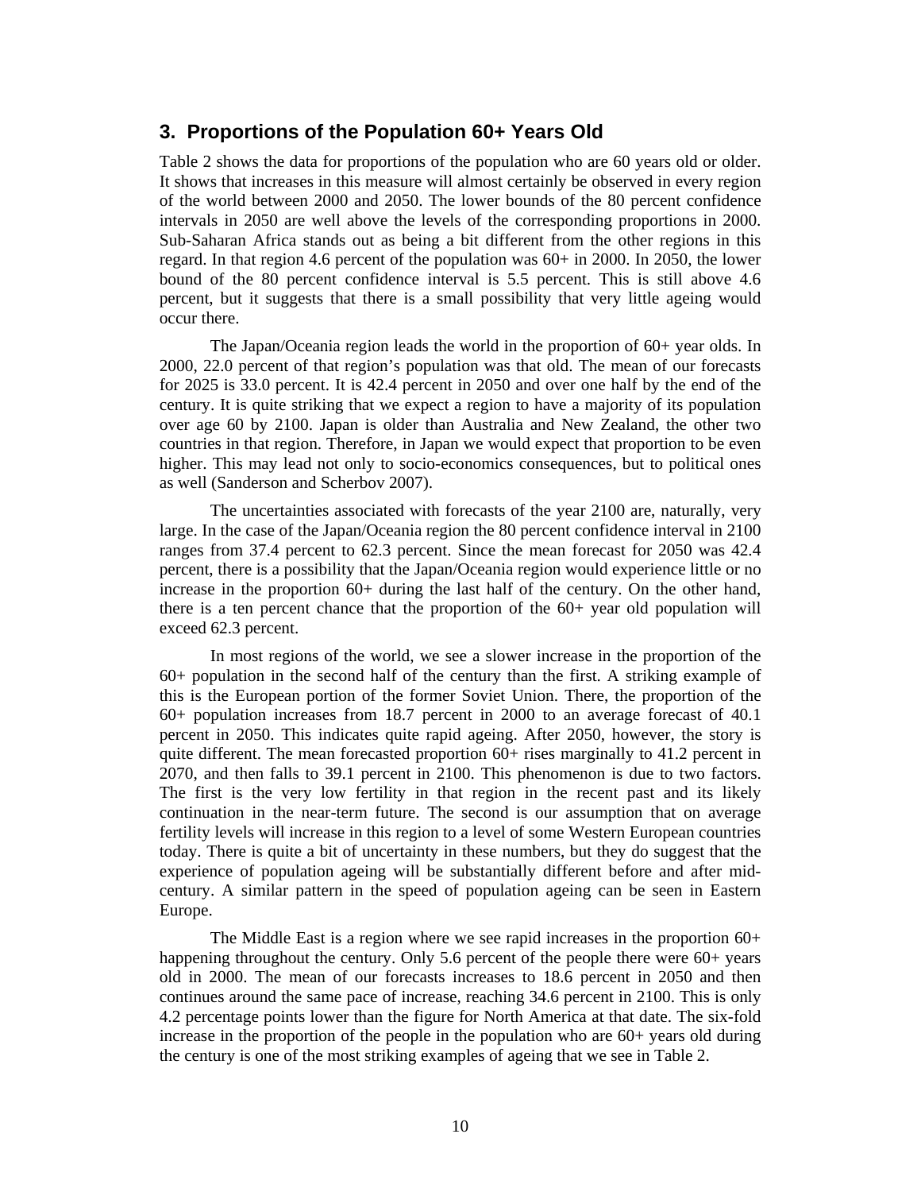## 3. Proportions of the Population 60+ Years Old

Table 2 shows the data for proportions of the population who are 60 years old or older. It shows that increases in this measure will almost certainly be observed in every region of the world between 2000 and 2050. The lower bounds of the 80 percent confidence intervals in 2050 are well above the levels of the corresponding proportions in 2000. Sub-Saharan Africa stands out as being a bit different from the other regions in this regard. In that region 4.6 percent of the population was 60+ in 2000. In 2050, the lower bound of the 80 percent confidence interval is 5.5 percent. This is still above 4.6 percent, but it suggests that there is a small possibility that very little ageing would occur there.

The Japan/Oceania region leads the world in the proportion of 60+ year olds. In 2000, 22.0 percent of that region's population was that old. The mean of our forecasts for 2025 is 33.0 percent. It is 42.4 percent in 2050 and over one half by the end of the century. It is quite striking that we expect a region to have a majority of its population over age 60 by 2100. Japan is older than Australia and New Zealand, the other two countries in that region. Therefore, in Japan we would expect that proportion to be even higher. This may lead not only to socio-economics consequences, but to political ones as well (Sanderson and Scherbov 2007).

The uncertainties associated with forecasts of the year 2100 are, naturally, very large. In the case of the Japan/Oceania region the 80 percent confidence interval in 2100 ranges from 37.4 percent to 62.3 percent. Since the mean forecast for 2050 was 42.4 percent, there is a possibility that the Japan/Oceania region would experience little or no increase in the proportion 60+ during the last half of the century. On the other hand, there is a ten percent chance that the proportion of the 60+ year old population will exceed 62.3 percent.

In most regions of the world, we see a slower increase in the proportion of the 60+ population in the second half of the century than the first. A striking example of this is the European portion of the former Soviet Union. There, the proportion of the 60+ population increases from 18.7 percent in 2000 to an average forecast of 40.1 percent in 2050. This indicates quite rapid ageing. After 2050, however, the story is quite different. The mean forecasted proportion 60+ rises marginally to 41.2 percent in 2070, and then falls to 39.1 percent in 2100. This phenomenon is due to two factors. The first is the very low fertility in that region in the recent past and its likely continuation in the near-term future. The second is our assumption that on average fertility levels will increase in this region to a level of some Western European countries today. There is quite a bit of uncertainty in these numbers, but they do suggest that the experience of population ageing will be substantially different before and after mid-century. A similar pattern in the speed of population ageing can be seen in Eastern Europe.

The Middle East is a region where we see rapid increases in the proportion 60+ happening throughout the century. Only 5.6 percent of the people there were 60+ years old in 2000. The mean of our forecasts increases to 18.6 percent in 2050 and then continues around the same pace of increase, reaching 34.6 percent in 2100. This is only 4.2 percentage points lower than the figure for North America at that date. The six-fold increase in the proportion of the people in the population who are 60+ years old during the century is one of the most striking examples of ageing that we see in Table 2.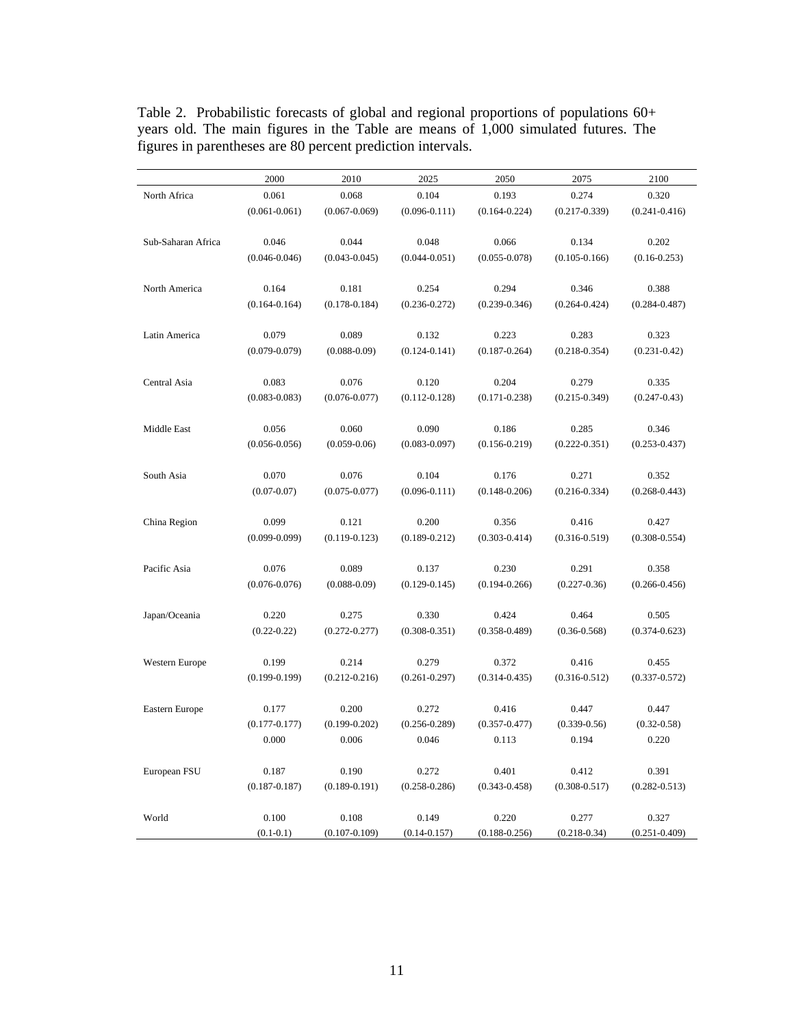Table 2. Probabilistic forecasts of global and regional proportions of populations 60+ years old. The main figures in the Table are means of 1,000 simulated futures. The figures in parentheses are 80 percent prediction intervals.

| | 2000 | 2010 | 2025 | 2050 | 2075 | 2100 |
|---|---|---|---|---|---|---|
| North Africa | 0.061 | 0.068 | 0.104 | 0.193 | 0.274 | 0.320 |
| | (0.061-0.061) | (0.067-0.069) | (0.096-0.111) | (0.164-0.224) | (0.217-0.339) | (0.241-0.416) |
| Sub-Saharan Africa | 0.046 | 0.044 | 0.048 | 0.066 | 0.134 | 0.202 |
| | (0.046-0.046) | (0.043-0.045) | (0.044-0.051) | (0.055-0.078) | (0.105-0.166) | (0.16-0.253) |
| North America | 0.164 | 0.181 | 0.254 | 0.294 | 0.346 | 0.388 |
| | (0.164-0.164) | (0.178-0.184) | (0.236-0.272) | (0.239-0.346) | (0.264-0.424) | (0.284-0.487) |
| Latin America | 0.079 | 0.089 | 0.132 | 0.223 | 0.283 | 0.323 |
| | (0.079-0.079) | (0.088-0.09) | (0.124-0.141) | (0.187-0.264) | (0.218-0.354) | (0.231-0.42) |
| Central Asia | 0.083 | 0.076 | 0.120 | 0.204 | 0.279 | 0.335 |
| | (0.083-0.083) | (0.076-0.077) | (0.112-0.128) | (0.171-0.238) | (0.215-0.349) | (0.247-0.43) |
| Middle East | 0.056 | 0.060 | 0.090 | 0.186 | 0.285 | 0.346 |
| | (0.056-0.056) | (0.059-0.06) | (0.083-0.097) | (0.156-0.219) | (0.222-0.351) | (0.253-0.437) |
| South Asia | 0.070 | 0.076 | 0.104 | 0.176 | 0.271 | 0.352 |
| | (0.07-0.07) | (0.075-0.077) | (0.096-0.111) | (0.148-0.206) | (0.216-0.334) | (0.268-0.443) |
| China Region | 0.099 | 0.121 | 0.200 | 0.356 | 0.416 | 0.427 |
| | (0.099-0.099) | (0.119-0.123) | (0.189-0.212) | (0.303-0.414) | (0.316-0.519) | (0.308-0.554) |
| Pacific Asia | 0.076 | 0.089 | 0.137 | 0.230 | 0.291 | 0.358 |
| | (0.076-0.076) | (0.088-0.09) | (0.129-0.145) | (0.194-0.266) | (0.227-0.36) | (0.266-0.456) |
| Japan/Oceania | 0.220 | 0.275 | 0.330 | 0.424 | 0.464 | 0.505 |
| | (0.22-0.22) | (0.272-0.277) | (0.308-0.351) | (0.358-0.489) | (0.36-0.568) | (0.374-0.623) |
| Western Europe | 0.199 | 0.214 | 0.279 | 0.372 | 0.416 | 0.455 |
| | (0.199-0.199) | (0.212-0.216) | (0.261-0.297) | (0.314-0.435) | (0.316-0.512) | (0.337-0.572) |
| Eastern Europe | 0.177 | 0.200 | 0.272 | 0.416 | 0.447 | 0.447 |
| | (0.177-0.177) | (0.199-0.202) | (0.256-0.289) | (0.357-0.477) | (0.339-0.56) | (0.32-0.58) |
| | 0.000 | 0.006 | 0.046 | 0.113 | 0.194 | 0.220 |
| European FSU | 0.187 | 0.190 | 0.272 | 0.401 | 0.412 | 0.391 |
| | (0.187-0.187) | (0.189-0.191) | (0.258-0.286) | (0.343-0.458) | (0.308-0.517) | (0.282-0.513) |
| World | 0.100 | 0.108 | 0.149 | 0.220 | 0.277 | 0.327 |
| | (0.1-0.1) | (0.107-0.109) | (0.14-0.157) | (0.188-0.256) | (0.218-0.34) | (0.251-0.409) |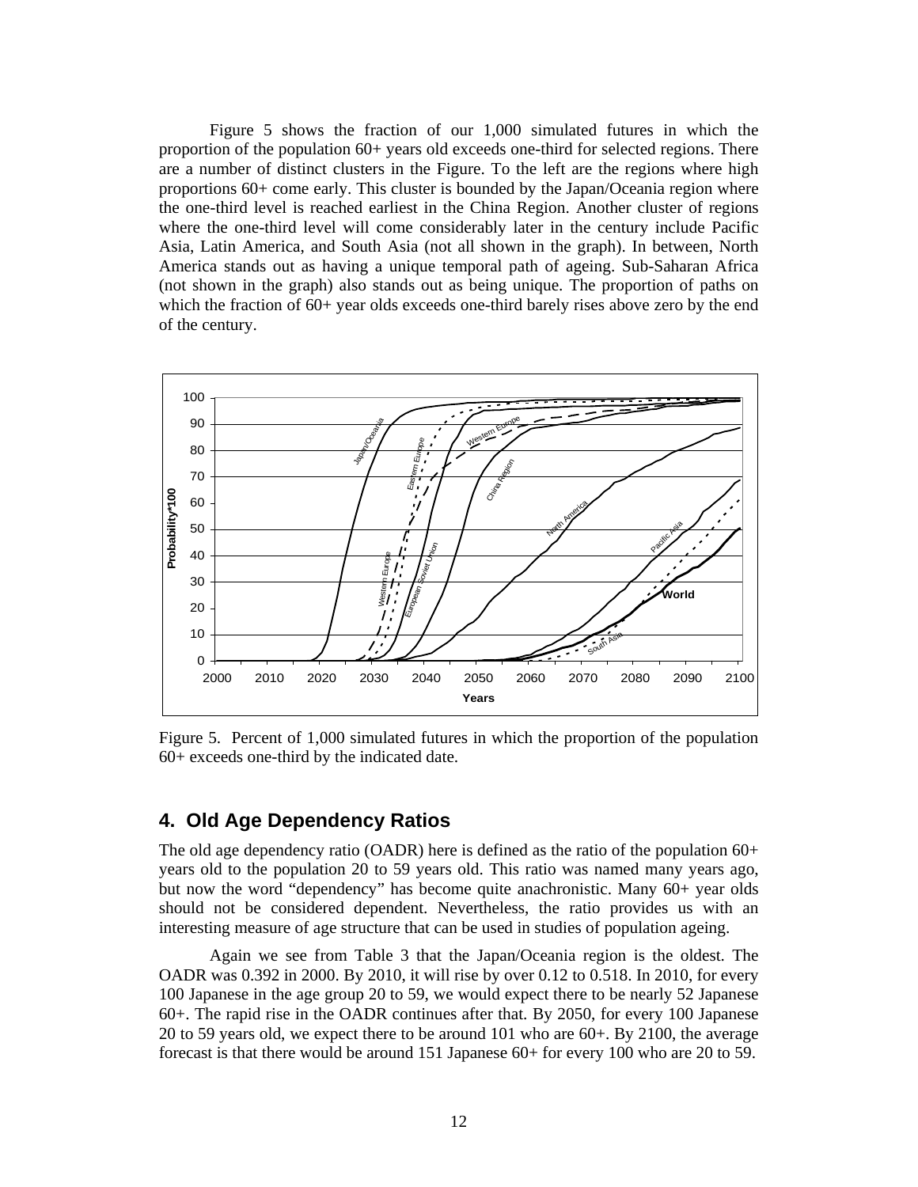Figure 5 shows the fraction of our 1,000 simulated futures in which the proportion of the population 60+ years old exceeds one-third for selected regions. There are a number of distinct clusters in the Figure. To the left are the regions where high proportions 60+ come early. This cluster is bounded by the Japan/Oceania region where the one-third level is reached earliest in the China Region. Another cluster of regions where the one-third level will come considerably later in the century include Pacific Asia, Latin America, and South Asia (not all shown in the graph). In between, North America stands out as having a unique temporal path of ageing. Sub-Saharan Africa (not shown in the graph) also stands out as being unique. The proportion of paths on which the fraction of 60+ year olds exceeds one-third barely rises above zero by the end of the century.

Figure 5. Percent of 1,000 simulated futures in which the proportion of the population 60+ exceeds one-third by the indicated date.

## 4. Old Age Dependency Ratios

The old age dependency ratio (OADR) here is defined as the ratio of the population 60+ years old to the population 20 to 59 years old. This ratio was named many years ago, but now the word "dependency" has become quite anachronistic. Many 60+ year olds should not be considered dependent. Nevertheless, the ratio provides us with an interesting measure of age structure that can be used in studies of population ageing.

Again we see from Table 3 that the Japan/Oceania region is the oldest. The OADR was 0.392 in 2000. By 2010, it will rise by over 0.12 to 0.518. In 2010, for every 100 Japanese in the age group 20 to 59, we would expect there to be nearly 52 Japanese 60+. The rapid rise in the OADR continues after that. By 2050, for every 100 Japanese 20 to 59 years old, we expect there to be around 101 who are 60+. By 2100, the average forecast is that there would be around 151 Japanese 60+ for every 100 who are 20 to 59.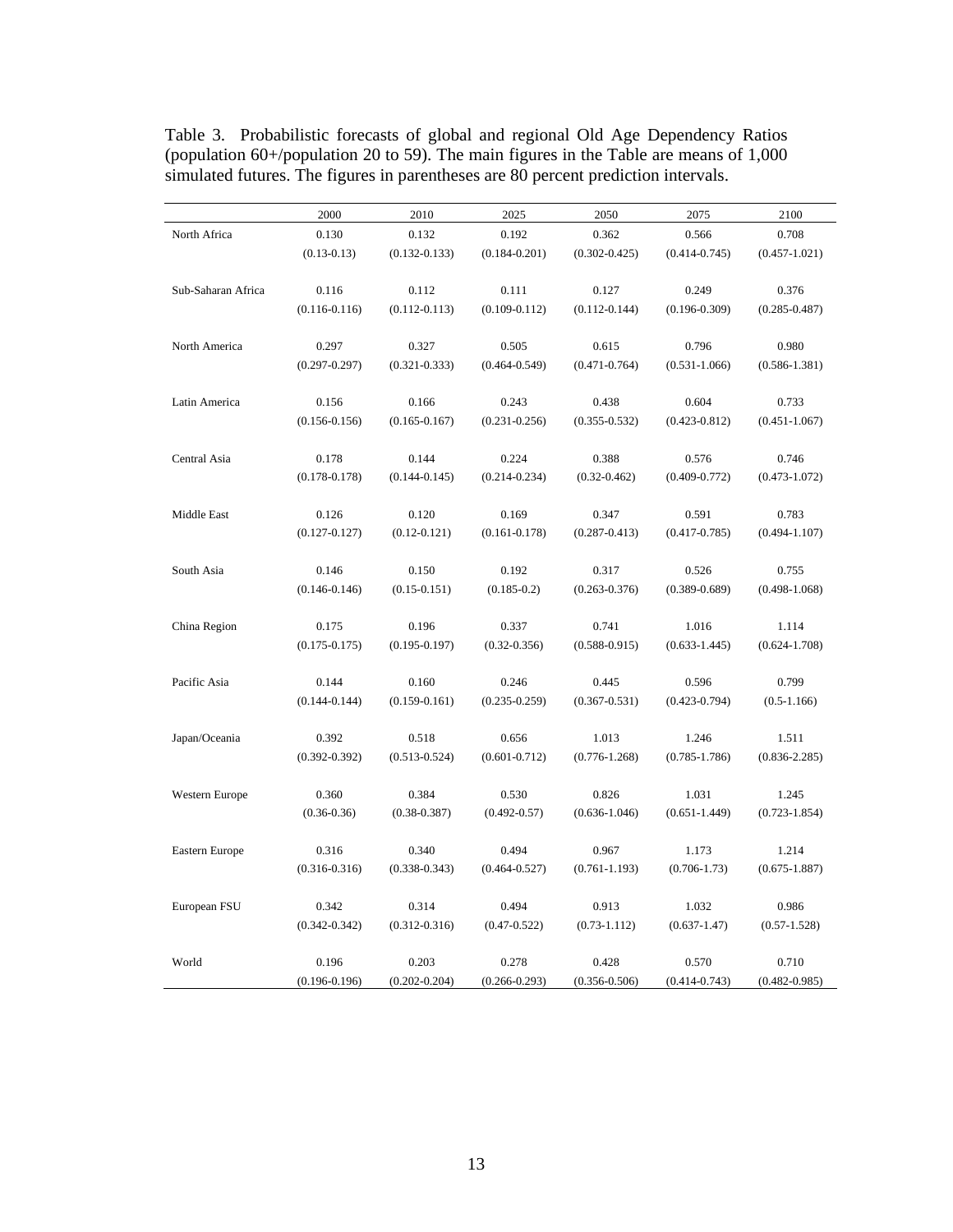Table 3. Probabilistic forecasts of global and regional Old Age Dependency Ratios (population 60+/population 20 to 59). The main figures in the Table are means of 1,000 simulated futures. The figures in parentheses are 80 percent prediction intervals.

| | 2000 | 2010 | 2025 | 2050 | 2075 | 2100 |
|---|---|---|---|---|---|---|
| North Africa | 0.130 | 0.132 | 0.192 | 0.362 | 0.566 | 0.708 |
| | (0.13-0.13) | (0.132-0.133) | (0.184-0.201) | (0.302-0.425) | (0.414-0.745) | (0.457-1.021) |
| Sub-Saharan Africa | 0.116 | 0.112 | 0.111 | 0.127 | 0.249 | 0.376 |
| | (0.116-0.116) | (0.112-0.113) | (0.109-0.112) | (0.112-0.144) | (0.196-0.309) | (0.285-0.487) |
| North America | 0.297 | 0.327 | 0.505 | 0.615 | 0.796 | 0.980 |
| | (0.297-0.297) | (0.321-0.333) | (0.464-0.549) | (0.471-0.764) | (0.531-1.066) | (0.586-1.381) |
| Latin America | 0.156 | 0.166 | 0.243 | 0.438 | 0.604 | 0.733 |
| | (0.156-0.156) | (0.165-0.167) | (0.231-0.256) | (0.355-0.532) | (0.423-0.812) | (0.451-1.067) |
| Central Asia | 0.178 | 0.144 | 0.224 | 0.388 | 0.576 | 0.746 |
| | (0.178-0.178) | (0.144-0.145) | (0.214-0.234) | (0.32-0.462) | (0.409-0.772) | (0.473-1.072) |
| Middle East | 0.126 | 0.120 | 0.169 | 0.347 | 0.591 | 0.783 |
| | (0.127-0.127) | (0.12-0.121) | (0.161-0.178) | (0.287-0.413) | (0.417-0.785) | (0.494-1.107) |
| South Asia | 0.146 | 0.150 | 0.192 | 0.317 | 0.526 | 0.755 |
| | (0.146-0.146) | (0.15-0.151) | (0.185-0.2) | (0.263-0.376) | (0.389-0.689) | (0.498-1.068) |
| China Region | 0.175 | 0.196 | 0.337 | 0.741 | 1.016 | 1.114 |
| | (0.175-0.175) | (0.195-0.197) | (0.32-0.356) | (0.588-0.915) | (0.633-1.445) | (0.624-1.708) |
| Pacific Asia | 0.144 | 0.160 | 0.246 | 0.445 | 0.596 | 0.799 |
| | (0.144-0.144) | (0.159-0.161) | (0.235-0.259) | (0.367-0.531) | (0.423-0.794) | (0.5-1.166) |
| Japan/Oceania | 0.392 | 0.518 | 0.656 | 1.013 | 1.246 | 1.511 |
| | (0.392-0.392) | (0.513-0.524) | (0.601-0.712) | (0.776-1.268) | (0.785-1.786) | (0.836-2.285) |
| Western Europe | 0.360 | 0.384 | 0.530 | 0.826 | 1.031 | 1.245 |
| | (0.36-0.36) | (0.38-0.387) | (0.492-0.57) | (0.636-1.046) | (0.651-1.449) | (0.723-1.854) |
| Eastern Europe | 0.316 | 0.340 | 0.494 | 0.967 | 1.173 | 1.214 |
| | (0.316-0.316) | (0.338-0.343) | (0.464-0.527) | (0.761-1.193) | (0.706-1.73) | (0.675-1.887) |
| European FSU | 0.342 | 0.314 | 0.494 | 0.913 | 1.032 | 0.986 |
| | (0.342-0.342) | (0.312-0.316) | (0.47-0.522) | (0.73-1.112) | (0.637-1.47) | (0.57-1.528) |
| World | 0.196 | 0.203 | 0.278 | 0.428 | 0.570 | 0.710 |
| | (0.196-0.196) | (0.202-0.204) | (0.266-0.293) | (0.356-0.506) | (0.414-0.743) | (0.482-0.985) |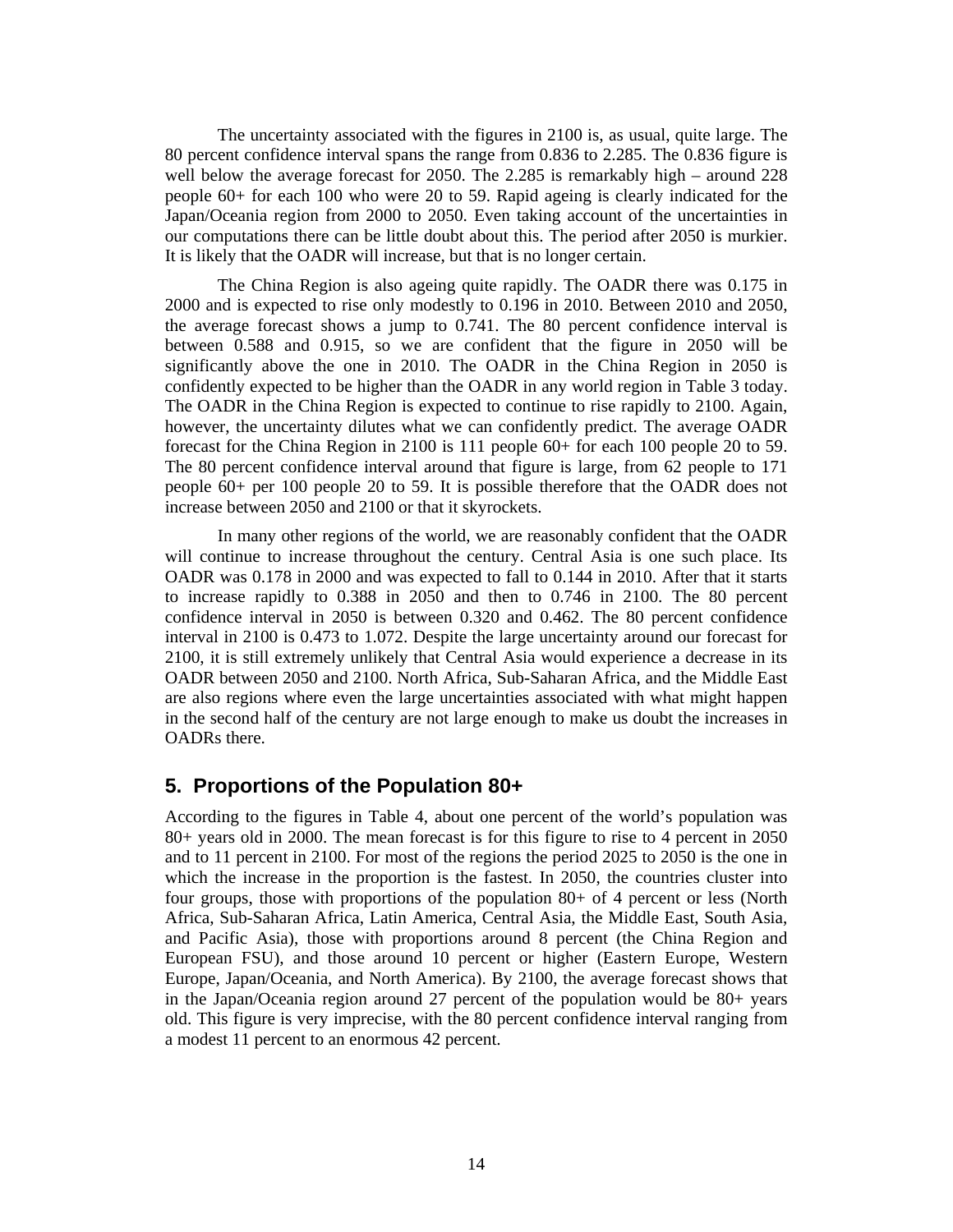The uncertainty associated with the figures in 2100 is, as usual, quite large. The 80 percent confidence interval spans the range from 0.836 to 2.285. The 0.836 figure is well below the average forecast for 2050. The 2.285 is remarkably high – around 228 people 60+ for each 100 who were 20 to 59. Rapid ageing is clearly indicated for the Japan/Oceania region from 2000 to 2050. Even taking account of the uncertainties in our computations there can be little doubt about this. The period after 2050 is murkier. It is likely that the OADR will increase, but that is no longer certain.

The China Region is also ageing quite rapidly. The OADR there was 0.175 in 2000 and is expected to rise only modestly to 0.196 in 2010. Between 2010 and 2050, the average forecast shows a jump to 0.741. The 80 percent confidence interval is between 0.588 and 0.915, so we are confident that the figure in 2050 will be significantly above the one in 2010. The OADR in the China Region in 2050 is confidently expected to be higher than the OADR in any world region in Table 3 today. The OADR in the China Region is expected to continue to rise rapidly to 2100. Again, however, the uncertainty dilutes what we can confidently predict. The average OADR forecast for the China Region in 2100 is 111 people 60+ for each 100 people 20 to 59. The 80 percent confidence interval around that figure is large, from 62 people to 171 people 60+ per 100 people 20 to 59. It is possible therefore that the OADR does not increase between 2050 and 2100 or that it skyrockets.

In many other regions of the world, we are reasonably confident that the OADR will continue to increase throughout the century. Central Asia is one such place. Its OADR was 0.178 in 2000 and was expected to fall to 0.144 in 2010. After that it starts to increase rapidly to 0.388 in 2050 and then to 0.746 in 2100. The 80 percent confidence interval in 2050 is between 0.320 and 0.462. The 80 percent confidence interval in 2100 is 0.473 to 1.072. Despite the large uncertainty around our forecast for 2100, it is still extremely unlikely that Central Asia would experience a decrease in its OADR between 2050 and 2100. North Africa, Sub-Saharan Africa, and the Middle East are also regions where even the large uncertainties associated with what might happen in the second half of the century are not large enough to make us doubt the increases in OADRs there.

## 5. Proportions of the Population 80+

According to the figures in Table 4, about one percent of the world's population was 80+ years old in 2000. The mean forecast is for this figure to rise to 4 percent in 2050 and to 11 percent in 2100. For most of the regions the period 2025 to 2050 is the one in which the increase in the proportion is the fastest. In 2050, the countries cluster into four groups, those with proportions of the population 80+ of 4 percent or less (North Africa, Sub-Saharan Africa, Latin America, Central Asia, the Middle East, South Asia, and Pacific Asia), those with proportions around 8 percent (the China Region and European FSU), and those around 10 percent or higher (Eastern Europe, Western Europe, Japan/Oceania, and North America). By 2100, the average forecast shows that in the Japan/Oceania region around 27 percent of the population would be 80+ years old. This figure is very imprecise, with the 80 percent confidence interval ranging from a modest 11 percent to an enormous 42 percent.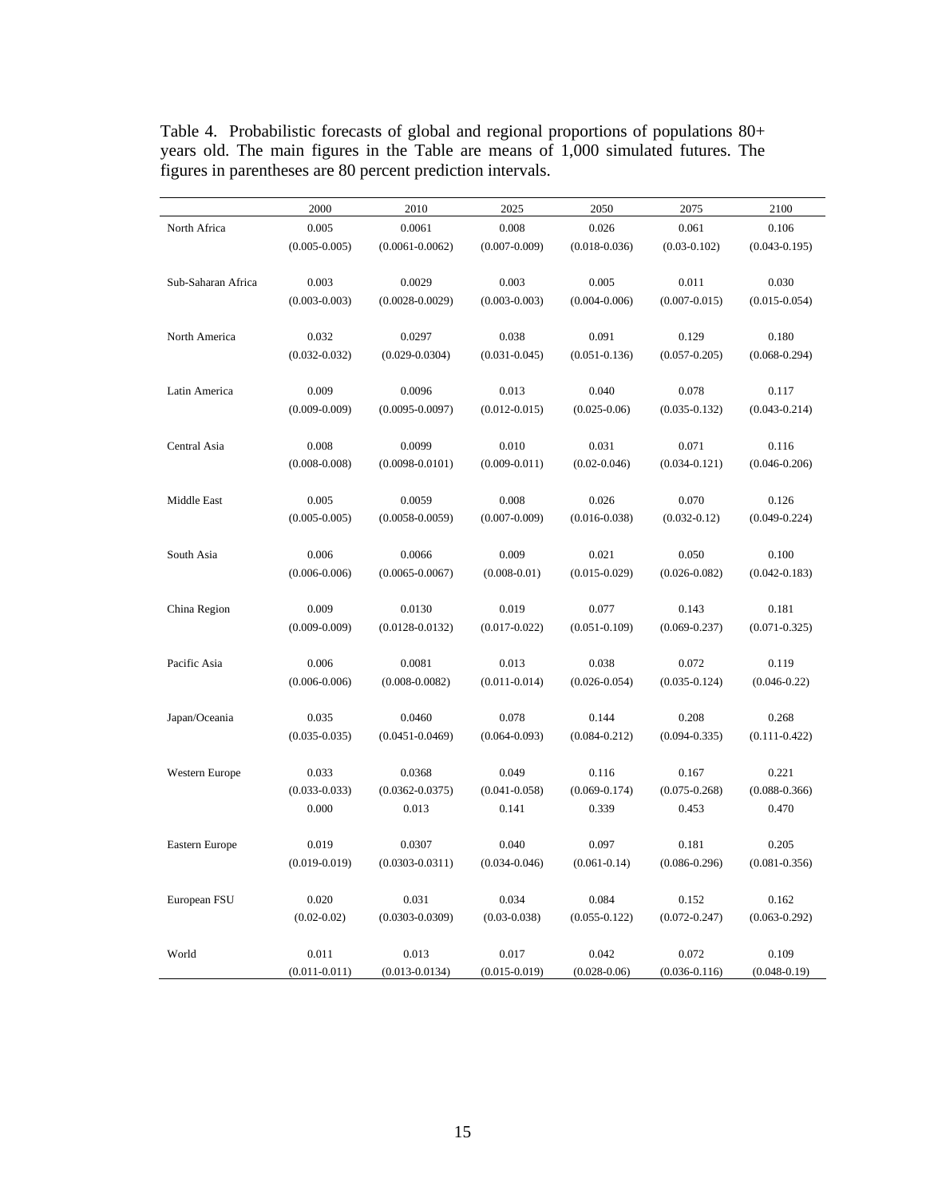Table 4. Probabilistic forecasts of global and regional proportions of populations 80+ years old. The main figures in the Table are means of 1,000 simulated futures. The figures in parentheses are 80 percent prediction intervals.

| | 2000 | 2010 | 2025 | 2050 | 2075 | 2100 |
|---|---|---|---|---|---|---|
| North Africa | 0.005 | 0.0061 | 0.008 | 0.026 | 0.061 | 0.106 |
| | (0.005-0.005) | (0.0061-0.0062) | (0.007-0.009) | (0.018-0.036) | (0.03-0.102) | (0.043-0.195) |
| Sub-Saharan Africa | 0.003 | 0.0029 | 0.003 | 0.005 | 0.011 | 0.030 |
| | (0.003-0.003) | (0.0028-0.0029) | (0.003-0.003) | (0.004-0.006) | (0.007-0.015) | (0.015-0.054) |
| North America | 0.032 | 0.0297 | 0.038 | 0.091 | 0.129 | 0.180 |
| | (0.032-0.032) | (0.029-0.0304) | (0.031-0.045) | (0.051-0.136) | (0.057-0.205) | (0.068-0.294) |
| Latin America | 0.009 | 0.0096 | 0.013 | 0.040 | 0.078 | 0.117 |
| | (0.009-0.009) | (0.0095-0.0097) | (0.012-0.015) | (0.025-0.06) | (0.035-0.132) | (0.043-0.214) |
| Central Asia | 0.008 | 0.0099 | 0.010 | 0.031 | 0.071 | 0.116 |
| | (0.008-0.008) | (0.0098-0.0101) | (0.009-0.011) | (0.02-0.046) | (0.034-0.121) | (0.046-0.206) |
| Middle East | 0.005 | 0.0059 | 0.008 | 0.026 | 0.070 | 0.126 |
| | (0.005-0.005) | (0.0058-0.0059) | (0.007-0.009) | (0.016-0.038) | (0.032-0.12) | (0.049-0.224) |
| South Asia | 0.006 | 0.0066 | 0.009 | 0.021 | 0.050 | 0.100 |
| | (0.006-0.006) | (0.0065-0.0067) | (0.008-0.01) | (0.015-0.029) | (0.026-0.082) | (0.042-0.183) |
| China Region | 0.009 | 0.0130 | 0.019 | 0.077 | 0.143 | 0.181 |
| | (0.009-0.009) | (0.0128-0.0132) | (0.017-0.022) | (0.051-0.109) | (0.069-0.237) | (0.071-0.325) |
| Pacific Asia | 0.006 | 0.0081 | 0.013 | 0.038 | 0.072 | 0.119 |
| | (0.006-0.006) | (0.008-0.0082) | (0.011-0.014) | (0.026-0.054) | (0.035-0.124) | (0.046-0.22) |
| Japan/Oceania | 0.035 | 0.0460 | 0.078 | 0.144 | 0.208 | 0.268 |
| | (0.035-0.035) | (0.0451-0.0469) | (0.064-0.093) | (0.084-0.212) | (0.094-0.335) | (0.111-0.422) |
| Western Europe | 0.033 | 0.0368 | 0.049 | 0.116 | 0.167 | 0.221 |
| | (0.033-0.033) | (0.0362-0.0375) | (0.041-0.058) | (0.069-0.174) | (0.075-0.268) | (0.088-0.366) |
| | 0.000 | 0.013 | 0.141 | 0.339 | 0.453 | 0.470 |
| Eastern Europe | 0.019 | 0.0307 | 0.040 | 0.097 | 0.181 | 0.205 |
| | (0.019-0.019) | (0.0303-0.0311) | (0.034-0.046) | (0.061-0.14) | (0.086-0.296) | (0.081-0.356) |
| European FSU | 0.020 | 0.031 | 0.034 | 0.084 | 0.152 | 0.162 |
| | (0.02-0.02) | (0.0303-0.0309) | (0.03-0.038) | (0.055-0.122) | (0.072-0.247) | (0.063-0.292) |
| World | 0.011 | 0.013 | 0.017 | 0.042 | 0.072 | 0.109 |
| | (0.011-0.011) | (0.013-0.0134) | (0.015-0.019) | (0.028-0.06) | (0.036-0.116) | (0.048-0.19) |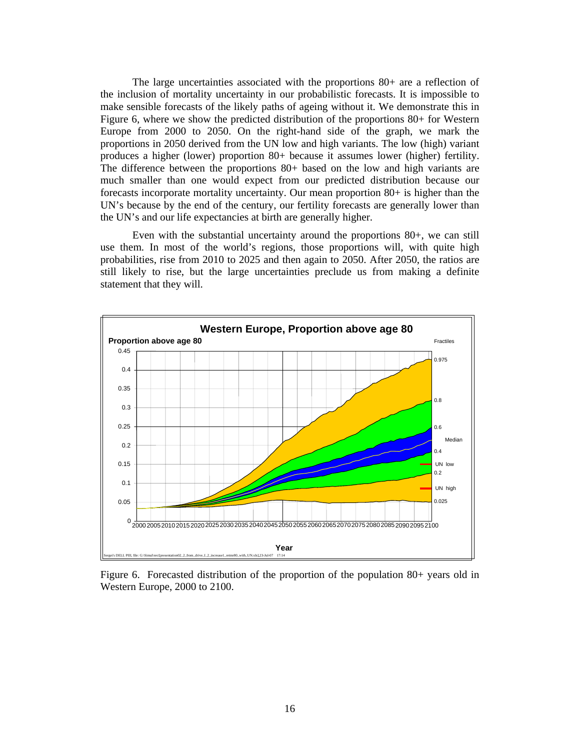The large uncertainties associated with the proportions 80+ are a reflection of the inclusion of mortality uncertainty in our probabilistic forecasts. It is impossible to make sensible forecasts of the likely paths of ageing without it. We demonstrate this in Figure 6, where we show the predicted distribution of the proportions 80+ for Western Europe from 2000 to 2050. On the right-hand side of the graph, we mark the proportions in 2050 derived from the UN low and high variants. The low (high) variant produces a higher (lower) proportion 80+ because it assumes lower (higher) fertility. The difference between the proportions 80+ based on the low and high variants are much smaller than one would expect from our predicted distribution because our forecasts incorporate mortality uncertainty. Our mean proportion 80+ is higher than the UN's because by the end of the century, our fertility forecasts are generally lower than the UN's and our life expectancies at birth are generally higher.

Even with the substantial uncertainty around the proportions 80+, we can still use them. In most of the world's regions, those proportions will, with quite high probabilities, rise from 2010 to 2025 and then again to 2050. After 2050, the ratios are still likely to rise, but the large uncertainties preclude us from making a definite statement that they will.

Figure 6. Forecasted distribution of the proportion of the population 80+ years old in Western Europe, 2000 to 2100.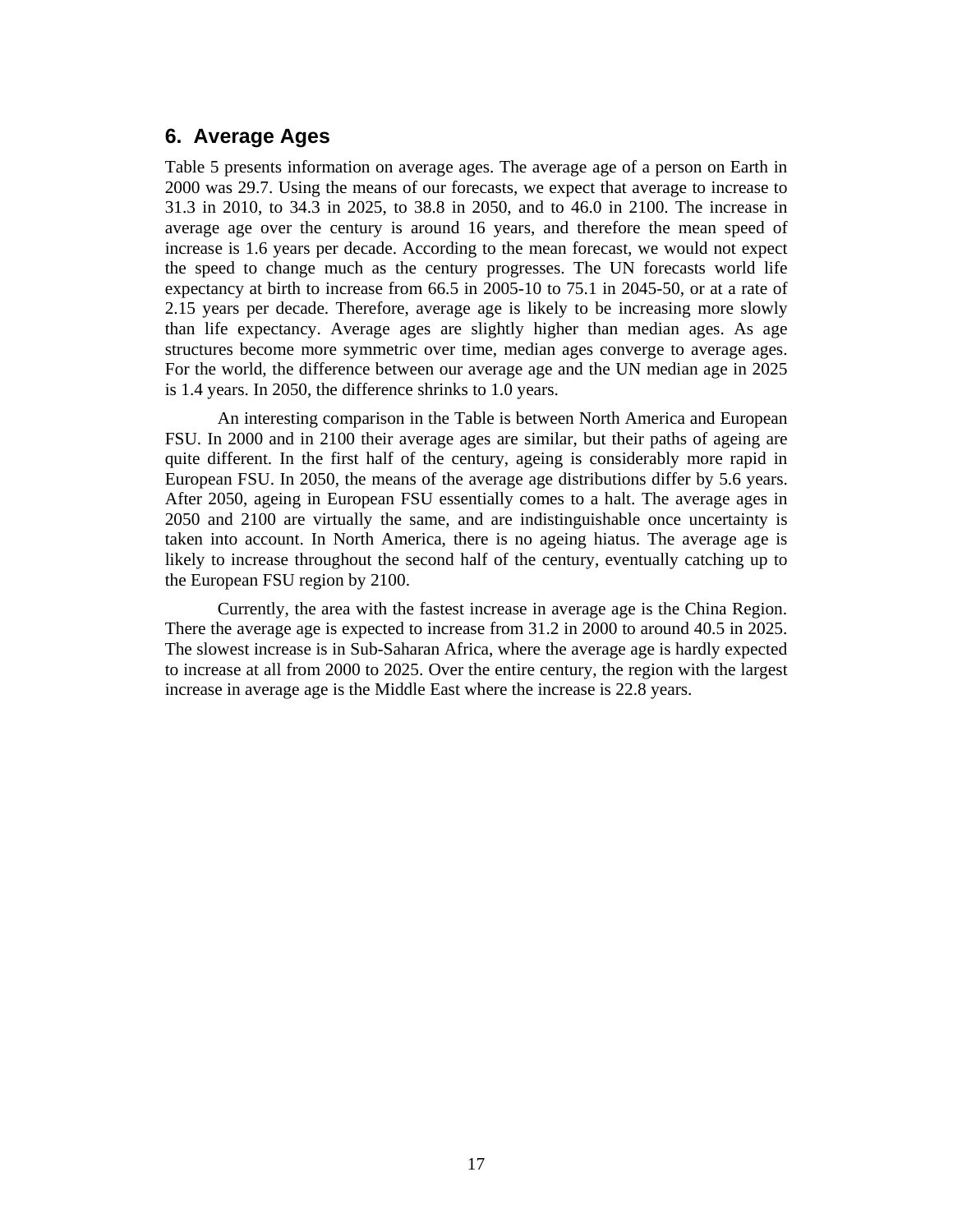## 6. Average Ages

Table 5 presents information on average ages. The average age of a person on Earth in 2000 was 29.7. Using the means of our forecasts, we expect that average to increase to 31.3 in 2010, to 34.3 in 2025, to 38.8 in 2050, and to 46.0 in 2100. The increase in average age over the century is around 16 years, and therefore the mean speed of increase is 1.6 years per decade. According to the mean forecast, we would not expect the speed to change much as the century progresses. The UN forecasts world life expectancy at birth to increase from 66.5 in 2005-10 to 75.1 in 2045-50, or at a rate of 2.15 years per decade. Therefore, average age is likely to be increasing more slowly than life expectancy. Average ages are slightly higher than median ages. As age structures become more symmetric over time, median ages converge to average ages. For the world, the difference between our average age and the UN median age in 2025 is 1.4 years. In 2050, the difference shrinks to 1.0 years.

An interesting comparison in the Table is between North America and European FSU. In 2000 and in 2100 their average ages are similar, but their paths of ageing are quite different. In the first half of the century, ageing is considerably more rapid in European FSU. In 2050, the means of the average age distributions differ by 5.6 years. After 2050, ageing in European FSU essentially comes to a halt. The average ages in 2050 and 2100 are virtually the same, and are indistinguishable once uncertainty is taken into account. In North America, there is no ageing hiatus. The average age is likely to increase throughout the second half of the century, eventually catching up to the European FSU region by 2100.

Currently, the area with the fastest increase in average age is the China Region. There the average age is expected to increase from 31.2 in 2000 to around 40.5 in 2025. The slowest increase is in Sub-Saharan Africa, where the average age is hardly expected to increase at all from 2000 to 2025. Over the entire century, the region with the largest increase in average age is the Middle East where the increase is 22.8 years.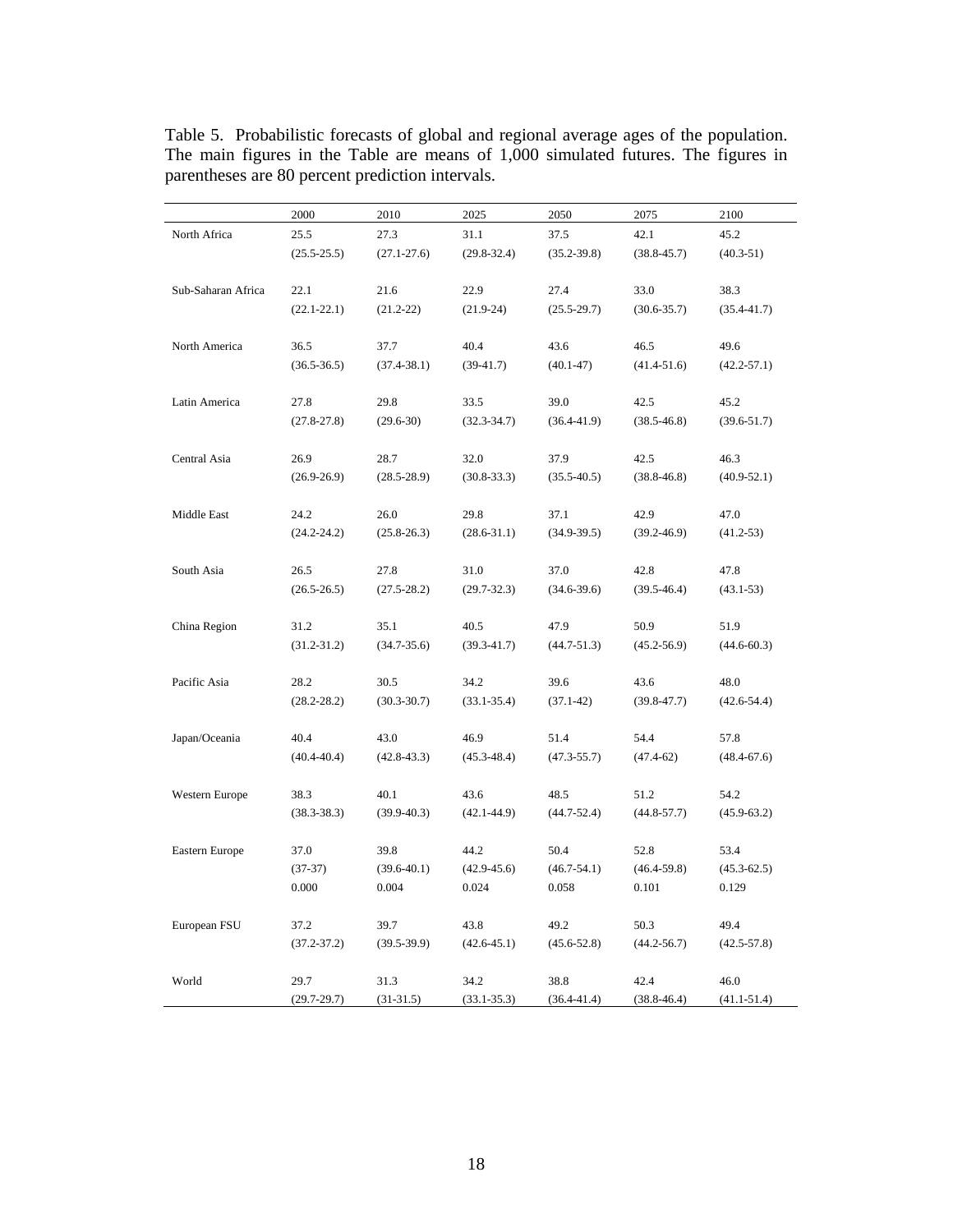Table 5. Probabilistic forecasts of global and regional average ages of the population. The main figures in the Table are means of 1,000 simulated futures. The figures in parentheses are 80 percent prediction intervals.

| | 2000 | 2010 | 2025 | 2050 | 2075 | 2100 |
|---|---|---|---|---|---|---|
| North Africa | 25.5 | 27.3 | 31.1 | 37.5 | 42.1 | 45.2 |
| | (25.5-25.5) | (27.1-27.6) | (29.8-32.4) | (35.2-39.8) | (38.8-45.7) | (40.3-51) |
| Sub-Saharan Africa | 22.1 | 21.6 | 22.9 | 27.4 | 33.0 | 38.3 |
| | (22.1-22.1) | (21.2-22) | (21.9-24) | (25.5-29.7) | (30.6-35.7) | (35.4-41.7) |
| North America | 36.5 | 37.7 | 40.4 | 43.6 | 46.5 | 49.6 |
| | (36.5-36.5) | (37.4-38.1) | (39-41.7) | (40.1-47) | (41.4-51.6) | (42.2-57.1) |
| Latin America | 27.8 | 29.8 | 33.5 | 39.0 | 42.5 | 45.2 |
| | (27.8-27.8) | (29.6-30) | (32.3-34.7) | (36.4-41.9) | (38.5-46.8) | (39.6-51.7) |
| Central Asia | 26.9 | 28.7 | 32.0 | 37.9 | 42.5 | 46.3 |
| | (26.9-26.9) | (28.5-28.9) | (30.8-33.3) | (35.5-40.5) | (38.8-46.8) | (40.9-52.1) |
| Middle East | 24.2 | 26.0 | 29.8 | 37.1 | 42.9 | 47.0 |
| | (24.2-24.2) | (25.8-26.3) | (28.6-31.1) | (34.9-39.5) | (39.2-46.9) | (41.2-53) |
| South Asia | 26.5 | 27.8 | 31.0 | 37.0 | 42.8 | 47.8 |
| | (26.5-26.5) | (27.5-28.2) | (29.7-32.3) | (34.6-39.6) | (39.5-46.4) | (43.1-53) |
| China Region | 31.2 | 35.1 | 40.5 | 47.9 | 50.9 | 51.9 |
| | (31.2-31.2) | (34.7-35.6) | (39.3-41.7) | (44.7-51.3) | (45.2-56.9) | (44.6-60.3) |
| Pacific Asia | 28.2 | 30.5 | 34.2 | 39.6 | 43.6 | 48.0 |
| | (28.2-28.2) | (30.3-30.7) | (33.1-35.4) | (37.1-42) | (39.8-47.7) | (42.6-54.4) |
| Japan/Oceania | 40.4 | 43.0 | 46.9 | 51.4 | 54.4 | 57.8 |
| | (40.4-40.4) | (42.8-43.3) | (45.3-48.4) | (47.3-55.7) | (47.4-62) | (48.4-67.6) |
| Western Europe | 38.3 | 40.1 | 43.6 | 48.5 | 51.2 | 54.2 |
| | (38.3-38.3) | (39.9-40.3) | (42.1-44.9) | (44.7-52.4) | (44.8-57.7) | (45.9-63.2) |
| Eastern Europe | 37.0 | 39.8 | 44.2 | 50.4 | 52.8 | 53.4 |
| | (37-37) | (39.6-40.1) | (42.9-45.6) | (46.7-54.1) | (46.4-59.8) | (45.3-62.5) |
| | 0.000 | 0.004 | 0.024 | 0.058 | 0.101 | 0.129 |
| European FSU | 37.2 | 39.7 | 43.8 | 49.2 | 50.3 | 49.4 |
| | (37.2-37.2) | (39.5-39.9) | (42.6-45.1) | (45.6-52.8) | (44.2-56.7) | (42.5-57.8) |
| World | 29.7 | 31.3 | 34.2 | 38.8 | 42.4 | 46.0 |
| | (29.7-29.7) | (31-31.5) | (33.1-35.3) | (36.4-41.4) | (38.8-46.4) | (41.1-51.4) |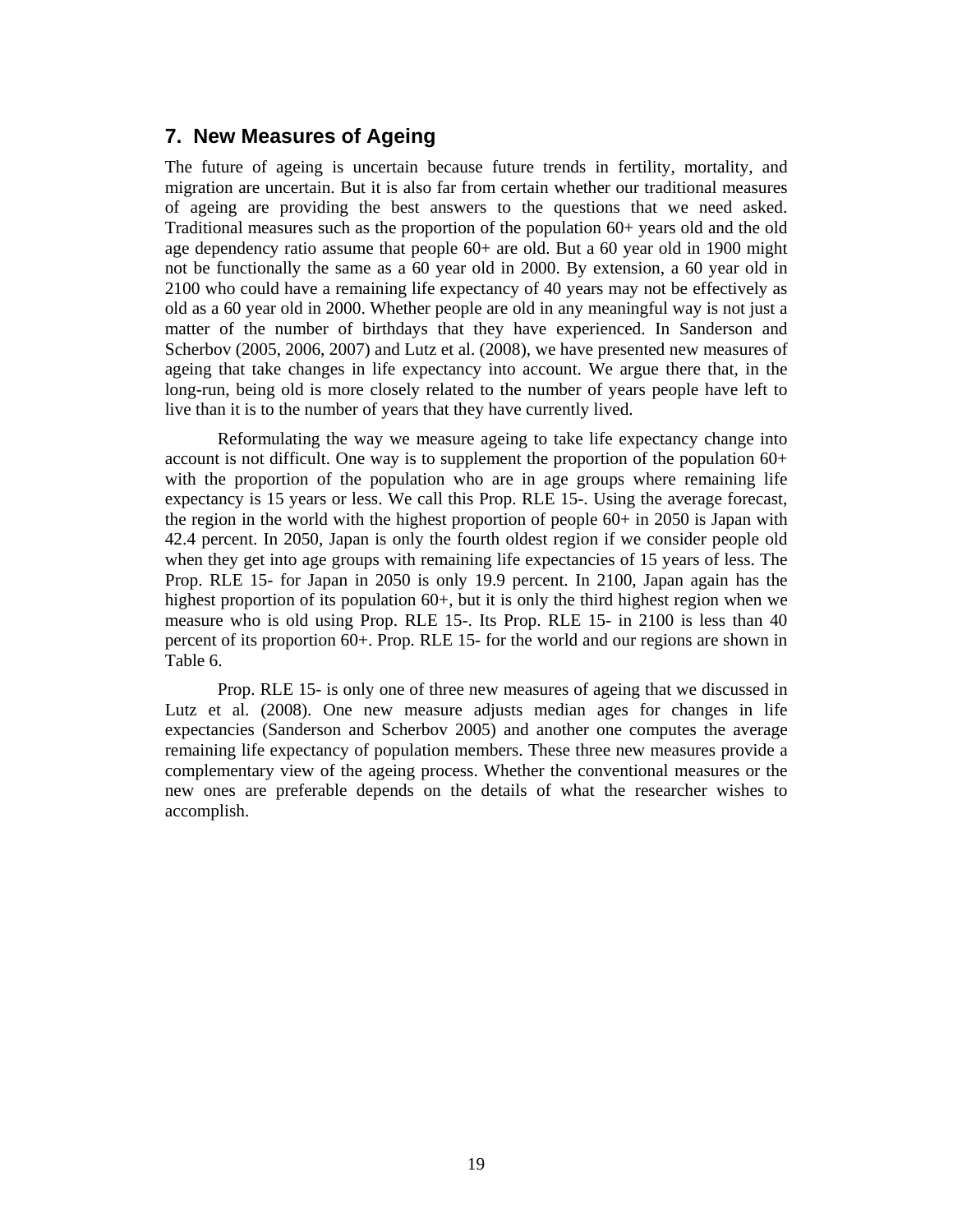## 7. New Measures of Ageing

The future of ageing is uncertain because future trends in fertility, mortality, and migration are uncertain. But it is also far from certain whether our traditional measures of ageing are providing the best answers to the questions that we need asked. Traditional measures such as the proportion of the population 60+ years old and the old age dependency ratio assume that people 60+ are old. But a 60 year old in 1900 might not be functionally the same as a 60 year old in 2000. By extension, a 60 year old in 2100 who could have a remaining life expectancy of 40 years may not be effectively as old as a 60 year old in 2000. Whether people are old in any meaningful way is not just a matter of the number of birthdays that they have experienced. In Sanderson and Scherbov (2005, 2006, 2007) and Lutz et al. (2008), we have presented new measures of ageing that take changes in life expectancy into account. We argue there that, in the long-run, being old is more closely related to the number of years people have left to live than it is to the number of years that they have currently lived.

Reformulating the way we measure ageing to take life expectancy change into account is not difficult. One way is to supplement the proportion of the population 60+ with the proportion of the population who are in age groups where remaining life expectancy is 15 years or less. We call this Prop. RLE 15-. Using the average forecast, the region in the world with the highest proportion of people 60+ in 2050 is Japan with 42.4 percent. In 2050, Japan is only the fourth oldest region if we consider people old when they get into age groups with remaining life expectancies of 15 years of less. The Prop. RLE 15- for Japan in 2050 is only 19.9 percent. In 2100, Japan again has the highest proportion of its population 60+, but it is only the third highest region when we measure who is old using Prop. RLE 15-. Its Prop. RLE 15- in 2100 is less than 40 percent of its proportion 60+. Prop. RLE 15- for the world and our regions are shown in Table 6.

Prop. RLE 15- is only one of three new measures of ageing that we discussed in Lutz et al. (2008). One new measure adjusts median ages for changes in life expectancies (Sanderson and Scherbov 2005) and another one computes the average remaining life expectancy of population members. These three new measures provide a complementary view of the ageing process. Whether the conventional measures or the new ones are preferable depends on the details of what the researcher wishes to accomplish.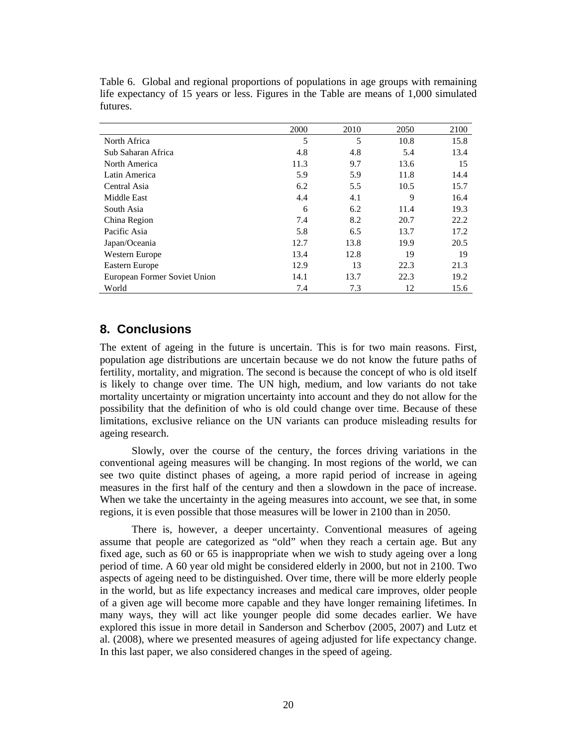Table 6. Global and regional proportions of populations in age groups with remaining life expectancy of 15 years or less. Figures in the Table are means of 1,000 simulated futures.

| | 2000 | 2010 | 2050 | 2100 |
|---|---|---|---|---|
| North Africa | 5 | 5 | 10.8 | 15.8 |
| Sub Saharan Africa | 4.8 | 4.8 | 5.4 | 13.4 |
| North America | 11.3 | 9.7 | 13.6 | 15 |
| Latin America | 5.9 | 5.9 | 11.8 | 14.4 |
| Central Asia | 6.2 | 5.5 | 10.5 | 15.7 |
| Middle East | 4.4 | 4.1 | 9 | 16.4 |
| South Asia | 6 | 6.2 | 11.4 | 19.3 |
| China Region | 7.4 | 8.2 | 20.7 | 22.2 |
| Pacific Asia | 5.8 | 6.5 | 13.7 | 17.2 |
| Japan/Oceania | 12.7 | 13.8 | 19.9 | 20.5 |
| Western Europe | 13.4 | 12.8 | 19 | 19 |
| Eastern Europe | 12.9 | 13 | 22.3 | 21.3 |
| European Former Soviet Union | 14.1 | 13.7 | 22.3 | 19.2 |
| World | 7.4 | 7.3 | 12 | 15.6 |

## 8. Conclusions

The extent of ageing in the future is uncertain. This is for two main reasons. First, population age distributions are uncertain because we do not know the future paths of fertility, mortality, and migration. The second is because the concept of who is old itself is likely to change over time. The UN high, medium, and low variants do not take mortality uncertainty or migration uncertainty into account and they do not allow for the possibility that the definition of who is old could change over time. Because of these limitations, exclusive reliance on the UN variants can produce misleading results for ageing research.

Slowly, over the course of the century, the forces driving variations in the conventional ageing measures will be changing. In most regions of the world, we can see two quite distinct phases of ageing, a more rapid period of increase in ageing measures in the first half of the century and then a slowdown in the pace of increase. When we take the uncertainty in the ageing measures into account, we see that, in some regions, it is even possible that those measures will be lower in 2100 than in 2050.

There is, however, a deeper uncertainty. Conventional measures of ageing assume that people are categorized as "old" when they reach a certain age. But any fixed age, such as 60 or 65 is inappropriate when we wish to study ageing over a long period of time. A 60 year old might be considered elderly in 2000, but not in 2100. Two aspects of ageing need to be distinguished. Over time, there will be more elderly people in the world, but as life expectancy increases and medical care improves, older people of a given age will become more capable and they have longer remaining lifetimes. In many ways, they will act like younger people did some decades earlier. We have explored this issue in more detail in Sanderson and Scherbov (2005, 2007) and Lutz et al. (2008), where we presented measures of ageing adjusted for life expectancy change. In this last paper, we also considered changes in the speed of ageing.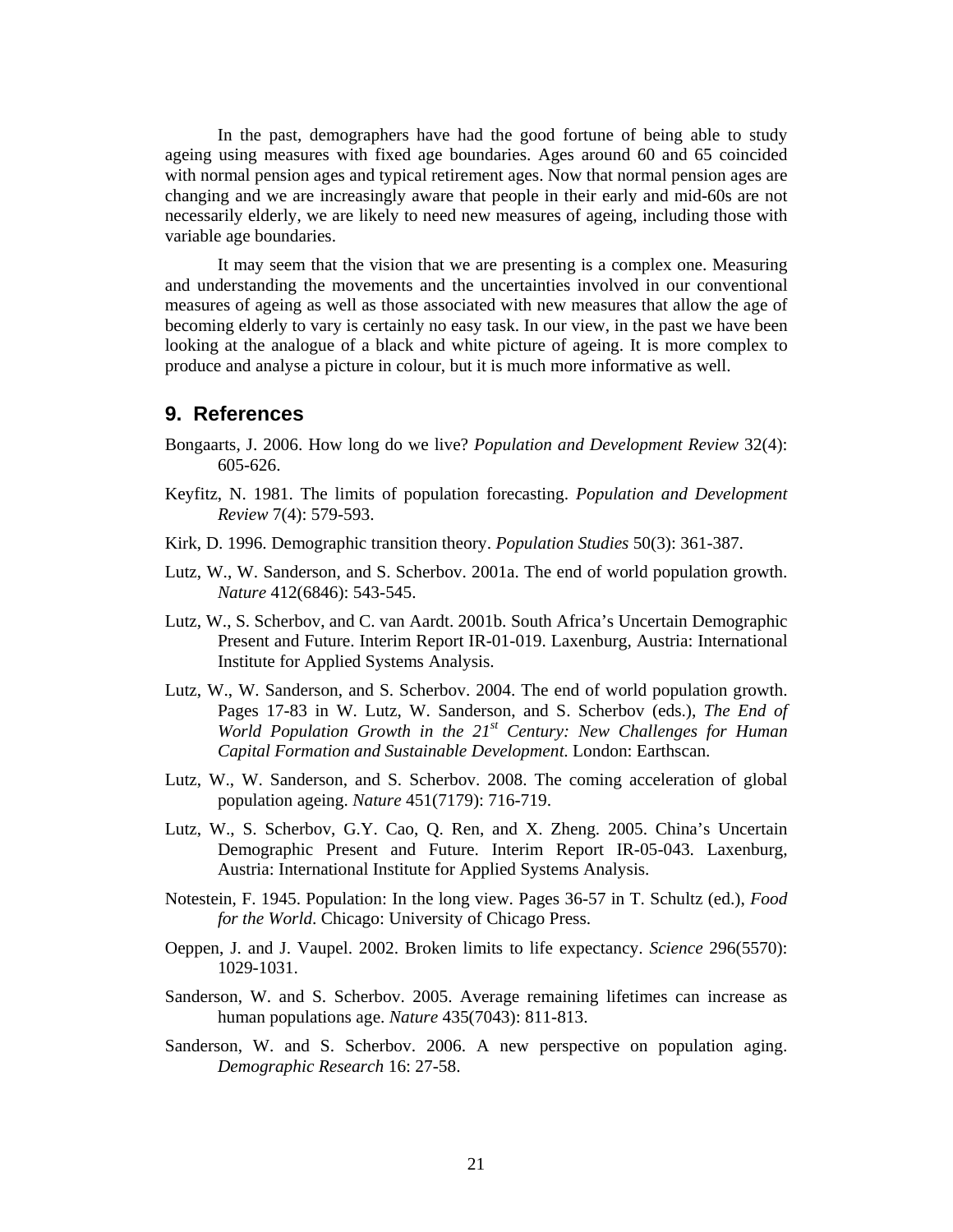In the past, demographers have had the good fortune of being able to study ageing using measures with fixed age boundaries. Ages around 60 and 65 coincided with normal pension ages and typical retirement ages. Now that normal pension ages are changing and we are increasingly aware that people in their early and mid-60s are not necessarily elderly, we are likely to need new measures of ageing, including those with variable age boundaries.

It may seem that the vision that we are presenting is a complex one. Measuring and understanding the movements and the uncertainties involved in our conventional measures of ageing as well as those associated with new measures that allow the age of becoming elderly to vary is certainly no easy task. In our view, in the past we have been looking at the analogue of a black and white picture of ageing. It is more complex to produce and analyse a picture in colour, but it is much more informative as well.

## 9. References

Bongaarts, J. 2006. How long do we live? *Population and Development Review* 32(4): 605-626.

Keyfitz, N. 1981. The limits of population forecasting. *Population and Development Review* 7(4): 579-593.

Kirk, D. 1996. Demographic transition theory. *Population Studies* 50(3): 361-387.

Lutz, W., W. Sanderson, and S. Scherbov. 2001a. The end of world population growth. *Nature* 412(6846): 543-545.

Lutz, W., S. Scherbov, and C. van Aardt. 2001b. South Africa's Uncertain Demographic Present and Future. Interim Report IR-01-019. Laxenburg, Austria: International Institute for Applied Systems Analysis.

Lutz, W., W. Sanderson, and S. Scherbov. 2004. The end of world population growth. Pages 17-83 in W. Lutz, W. Sanderson, and S. Scherbov (eds.), *The End of World Population Growth in the 21st Century: New Challenges for Human Capital Formation and Sustainable Development.* London: Earthscan.

Lutz, W., W. Sanderson, and S. Scherbov. 2008. The coming acceleration of global population ageing. *Nature* 451(7179): 716-719.

Lutz, W., S. Scherbov, G.Y. Cao, Q. Ren, and X. Zheng. 2005. China's Uncertain Demographic Present and Future. Interim Report IR-05-043. Laxenburg, Austria: International Institute for Applied Systems Analysis.

Notestein, F. 1945. Population: In the long view. Pages 36-57 in T. Schultz (ed.), *Food for the World*. Chicago: University of Chicago Press.

Oeppen, J. and J. Vaupel. 2002. Broken limits to life expectancy. *Science* 296(5570): 1029-1031.

Sanderson, W. and S. Scherbov. 2005. Average remaining lifetimes can increase as human populations age. *Nature* 435(7043): 811-813.

Sanderson, W. and S. Scherbov. 2006. A new perspective on population aging. *Demographic Research* 16: 27-58.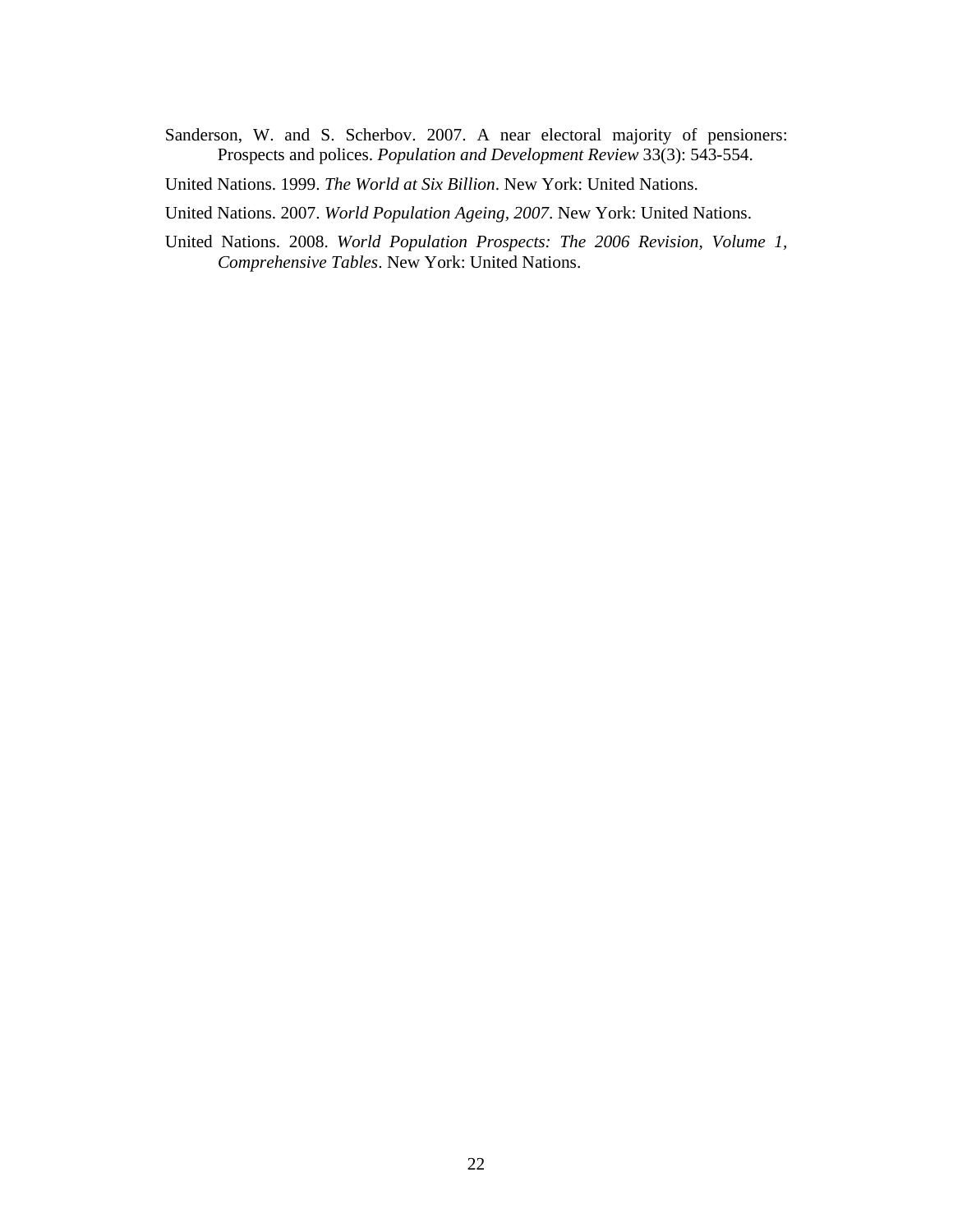Sanderson, W. and S. Scherbov. 2007. A near electoral majority of pensioners: Prospects and polices. *Population and Development Review* 33(3): 543-554.

United Nations. 1999. *The World at Six Billion*. New York: United Nations.

United Nations. 2007. *World Population Ageing, 2007*. New York: United Nations.

United Nations. 2008. *World Population Prospects: The 2006 Revision, Volume 1, Comprehensive Tables*. New York: United Nations.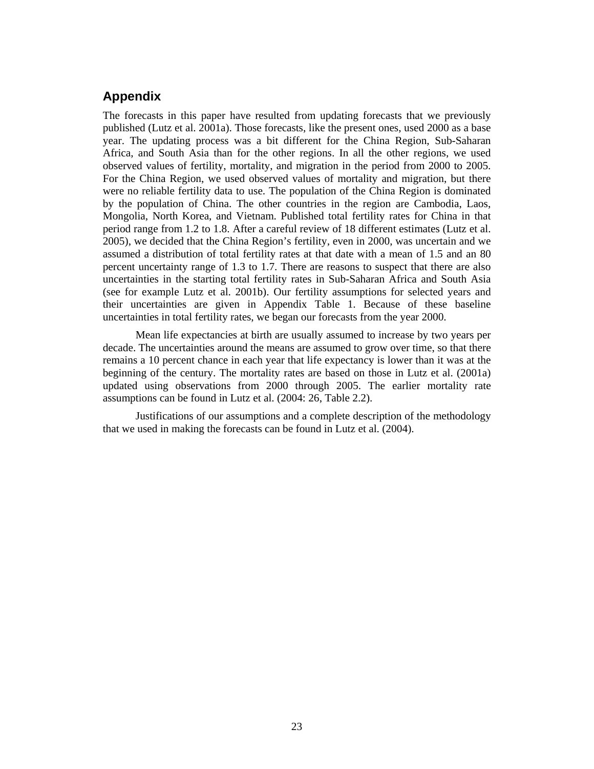## Appendix

The forecasts in this paper have resulted from updating forecasts that we previously published (Lutz et al. 2001a). Those forecasts, like the present ones, used 2000 as a base year. The updating process was a bit different for the China Region, Sub-Saharan Africa, and South Asia than for the other regions. In all the other regions, we used observed values of fertility, mortality, and migration in the period from 2000 to 2005. For the China Region, we used observed values of mortality and migration, but there were no reliable fertility data to use. The population of the China Region is dominated by the population of China. The other countries in the region are Cambodia, Laos, Mongolia, North Korea, and Vietnam. Published total fertility rates for China in that period range from 1.2 to 1.8. After a careful review of 18 different estimates (Lutz et al. 2005), we decided that the China Region's fertility, even in 2000, was uncertain and we assumed a distribution of total fertility rates at that date with a mean of 1.5 and an 80 percent uncertainty range of 1.3 to 1.7. There are reasons to suspect that there are also uncertainties in the starting total fertility rates in Sub-Saharan Africa and South Asia (see for example Lutz et al. 2001b). Our fertility assumptions for selected years and their uncertainties are given in Appendix Table 1. Because of these baseline uncertainties in total fertility rates, we began our forecasts from the year 2000.

Mean life expectancies at birth are usually assumed to increase by two years per decade. The uncertainties around the means are assumed to grow over time, so that there remains a 10 percent chance in each year that life expectancy is lower than it was at the beginning of the century. The mortality rates are based on those in Lutz et al. (2001a) updated using observations from 2000 through 2005. The earlier mortality rate assumptions can be found in Lutz et al. (2004: 26, Table 2.2).

Justifications of our assumptions and a complete description of the methodology that we used in making the forecasts can be found in Lutz et al. (2004).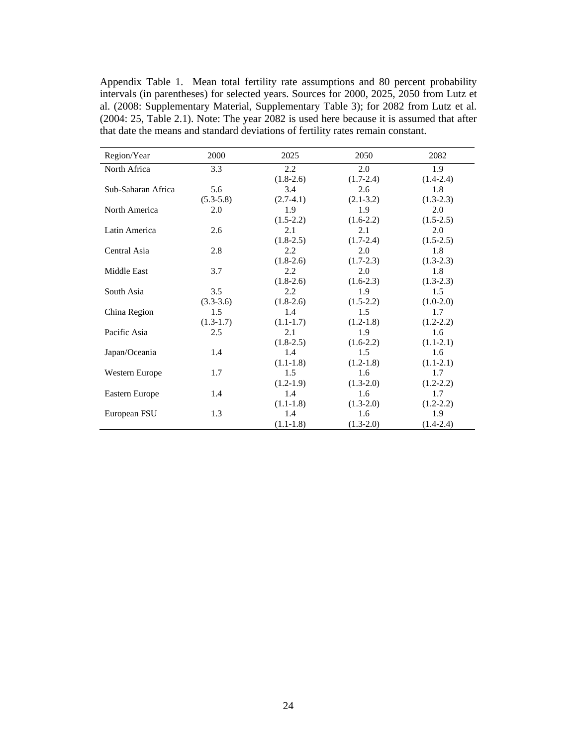Appendix Table 1. Mean total fertility rate assumptions and 80 percent probability intervals (in parentheses) for selected years. Sources for 2000, 2025, 2050 from Lutz et al. (2008: Supplementary Material, Supplementary Table 3); for 2082 from Lutz et al. (2004: 25, Table 2.1). Note: The year 2082 is used here because it is assumed that after that date the means and standard deviations of fertility rates remain constant.

| Region/Year | 2000 | 2025 | 2050 | 2082 |
|---|---|---|---|---|
| North Africa | 3.3 | 2.2 | 2.0 | 1.9 |
| | | (1.8-2.6) | (1.7-2.4) | (1.4-2.4) |
| Sub-Saharan Africa | 5.6 | 3.4 | 2.6 | 1.8 |
| | (5.3-5.8) | (2.7-4.1) | (2.1-3.2) | (1.3-2.3) |
| North America | 2.0 | 1.9 | 1.9 | 2.0 |
| | | (1.5-2.2) | (1.6-2.2) | (1.5-2.5) |
| Latin America | 2.6 | 2.1 | 2.1 | 2.0 |
| | | (1.8-2.5) | (1.7-2.4) | (1.5-2.5) |
| Central Asia | 2.8 | 2.2 | 2.0 | 1.8 |
| | | (1.8-2.6) | (1.7-2.3) | (1.3-2.3) |
| Middle East | 3.7 | 2.2 | 2.0 | 1.8 |
| | | (1.8-2.6) | (1.6-2.3) | (1.3-2.3) |
| South Asia | 3.5 | 2.2 | 1.9 | 1.5 |
| | (3.3-3.6) | (1.8-2.6) | (1.5-2.2) | (1.0-2.0) |
| China Region | 1.5 | 1.4 | 1.5 | 1.7 |
| | (1.3-1.7) | (1.1-1.7) | (1.2-1.8) | (1.2-2.2) |
| Pacific Asia | 2.5 | 2.1 | 1.9 | 1.6 |
| | | (1.8-2.5) | (1.6-2.2) | (1.1-2.1) |
| Japan/Oceania | 1.4 | 1.4 | 1.5 | 1.6 |
| | | (1.1-1.8) | (1.2-1.8) | (1.1-2.1) |
| Western Europe | 1.7 | 1.5 | 1.6 | 1.7 |
| | | (1.2-1.9) | (1.3-2.0) | (1.2-2.2) |
| Eastern Europe | 1.4 | 1.4 | 1.6 | 1.7 |
| | | (1.1-1.8) | (1.3-2.0) | (1.2-2.2) |
| European FSU | 1.3 | 1.4 | 1.6 | 1.9 |
| | | (1.1-1.8) | (1.3-2.0) | (1.4-2.4) |